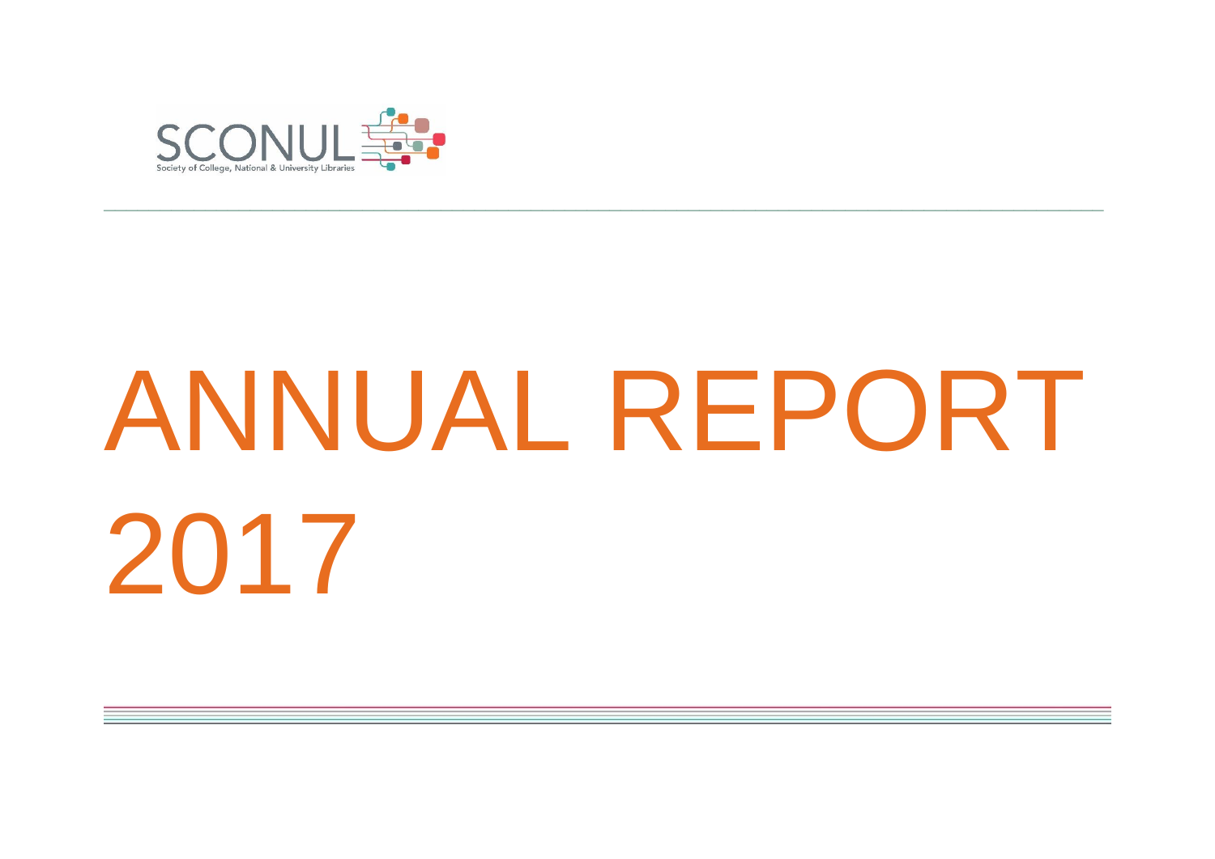SCONUL

Society of College, National & University Libraries

# ANNUAL REPORT 2017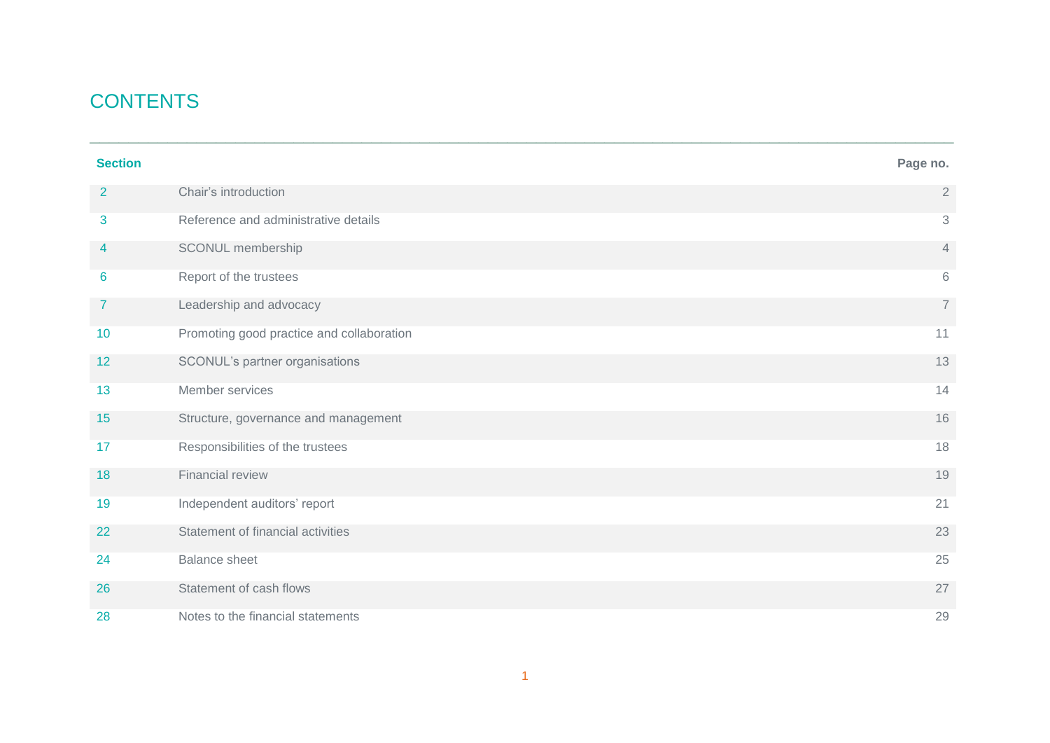# CONTENTS

| Section | | Page no. |
|---|---|---|
| 2 | Chair's introduction | 2 |
| 3 | Reference and administrative details | 3 |
| 4 | SCONUL membership | 4 |
| 6 | Report of the trustees | 6 |
| 7 | Leadership and advocacy | 7 |
| 10 | Promoting good practice and collaboration | 11 |
| 12 | SCONUL's partner organisations | 13 |
| 13 | Member services | 14 |
| 15 | Structure, governance and management | 16 |
| 17 | Responsibilities of the trustees | 18 |
| 18 | Financial review | 19 |
| 19 | Independent auditors' report | 21 |
| 22 | Statement of financial activities | 23 |
| 24 | Balance sheet | 25 |
| 26 | Statement of cash flows | 27 |
| 28 | Notes to the financial statements | 29 |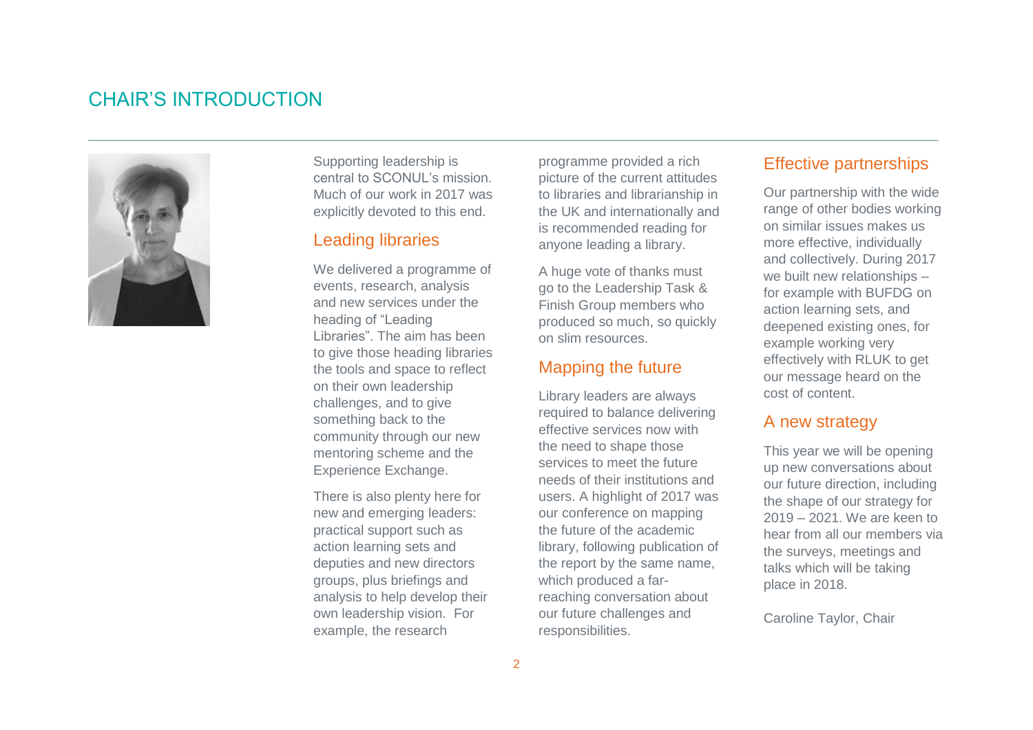# CHAIR'S INTRODUCTION

Supporting leadership is central to SCONUL's mission. Much of our work in 2017 was explicitly devoted to this end.

## Leading libraries

We delivered a programme of events, research, analysis and new services under the heading of "Leading Libraries". The aim has been to give those heading libraries the tools and space to reflect on their own leadership challenges, and to give something back to the community through our new mentoring scheme and the Experience Exchange.

There is also plenty here for new and emerging leaders: practical support such as action learning sets and deputies and new directors groups, plus briefings and analysis to help develop their own leadership vision. For example, the research programme provided a rich picture of the current attitudes to libraries and librarianship in the UK and internationally and is recommended reading for anyone leading a library.

A huge vote of thanks must go to the Leadership Task & Finish Group members who produced so much, so quickly on slim resources.

## Mapping the future

Library leaders are always required to balance delivering effective services now with the need to shape those services to meet the future needs of their institutions and users. A highlight of 2017 was our conference on mapping the future of the academic library, following publication of the report by the same name, which produced a far-reaching conversation about our future challenges and responsibilities.

## Effective partnerships

Our partnership with the wide range of other bodies working on similar issues makes us more effective, individually and collectively. During 2017 we built new relationships – for example with BUFDG on action learning sets, and deepened existing ones, for example working very effectively with RLUK to get our message heard on the cost of content.

## A new strategy

This year we will be opening up new conversations about our future direction, including the shape of our strategy for 2019 – 2021. We are keen to hear from all our members via the surveys, meetings and talks which will be taking place in 2018.

Caroline Taylor, Chair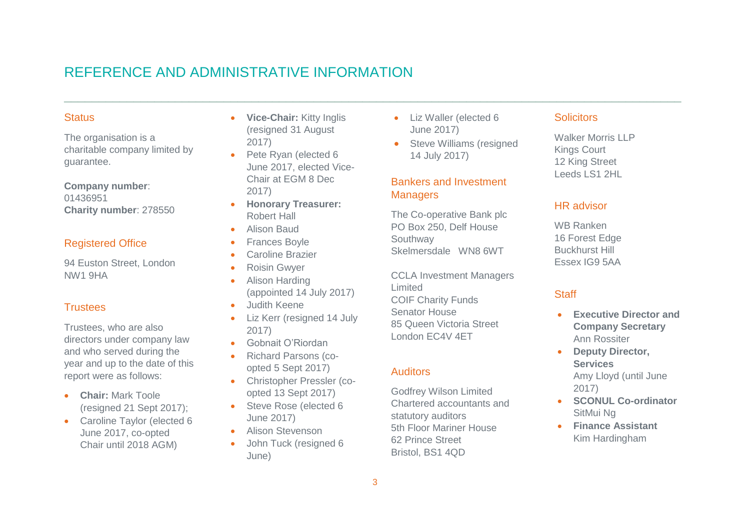# REFERENCE AND ADMINISTRATIVE INFORMATION

## Status

The organisation is a charitable company limited by guarantee.

**Company number**: 01436951
**Charity number**: 278550

## Registered Office

94 Euston Street, London
NW1 9HA

## Trustees

Trustees, who are also directors under company law and who served during the year and up to the date of this report were as follows:

- **Chair:** Mark Toole (resigned 21 Sept 2017);
- Caroline Taylor (elected 6 June 2017, co-opted Chair until 2018 AGM)
- **Vice-Chair:** Kitty Inglis (resigned 31 August 2017)
- Pete Ryan (elected 6 June 2017, elected Vice-Chair at EGM 8 Dec 2017)
- **Honorary Treasurer:** Robert Hall
- Alison Baud
- Frances Boyle
- Caroline Brazier
- Roisin Gwyer
- Alison Harding (appointed 14 July 2017)
- Judith Keene
- Liz Kerr (resigned 14 July 2017)
- Gobnait O'Riordan
- Richard Parsons (co-opted 5 Sept 2017)
- Christopher Pressler (co-opted 13 Sept 2017)
- Steve Rose (elected 6 June 2017)
- Alison Stevenson
- John Tuck (resigned 6 June)
- Liz Waller (elected 6 June 2017)
- Steve Williams (resigned 14 July 2017)

## Bankers and Investment Managers

The Co-operative Bank plc
PO Box 250, Delf House
Southway
Skelmersdale WN8 6WT

CCLA Investment Managers Limited
COIF Charity Funds
Senator House
85 Queen Victoria Street
London EC4V 4ET

## Auditors

Godfrey Wilson Limited
Chartered accountants and statutory auditors
5th Floor Mariner House
62 Prince Street
Bristol, BS1 4QD

## Solicitors

Walker Morris LLP
Kings Court
12 King Street
Leeds LS1 2HL

## HR advisor

WB Ranken
16 Forest Edge
Buckhurst Hill
Essex IG9 5AA

## Staff

- **Executive Director and Company Secretary**
  Ann Rossiter
- **Deputy Director, Services**
  Amy Lloyd (until June 2017)
- **SCONUL Co-ordinator**
  SitMui Ng
- **Finance Assistant**
  Kim Hardingham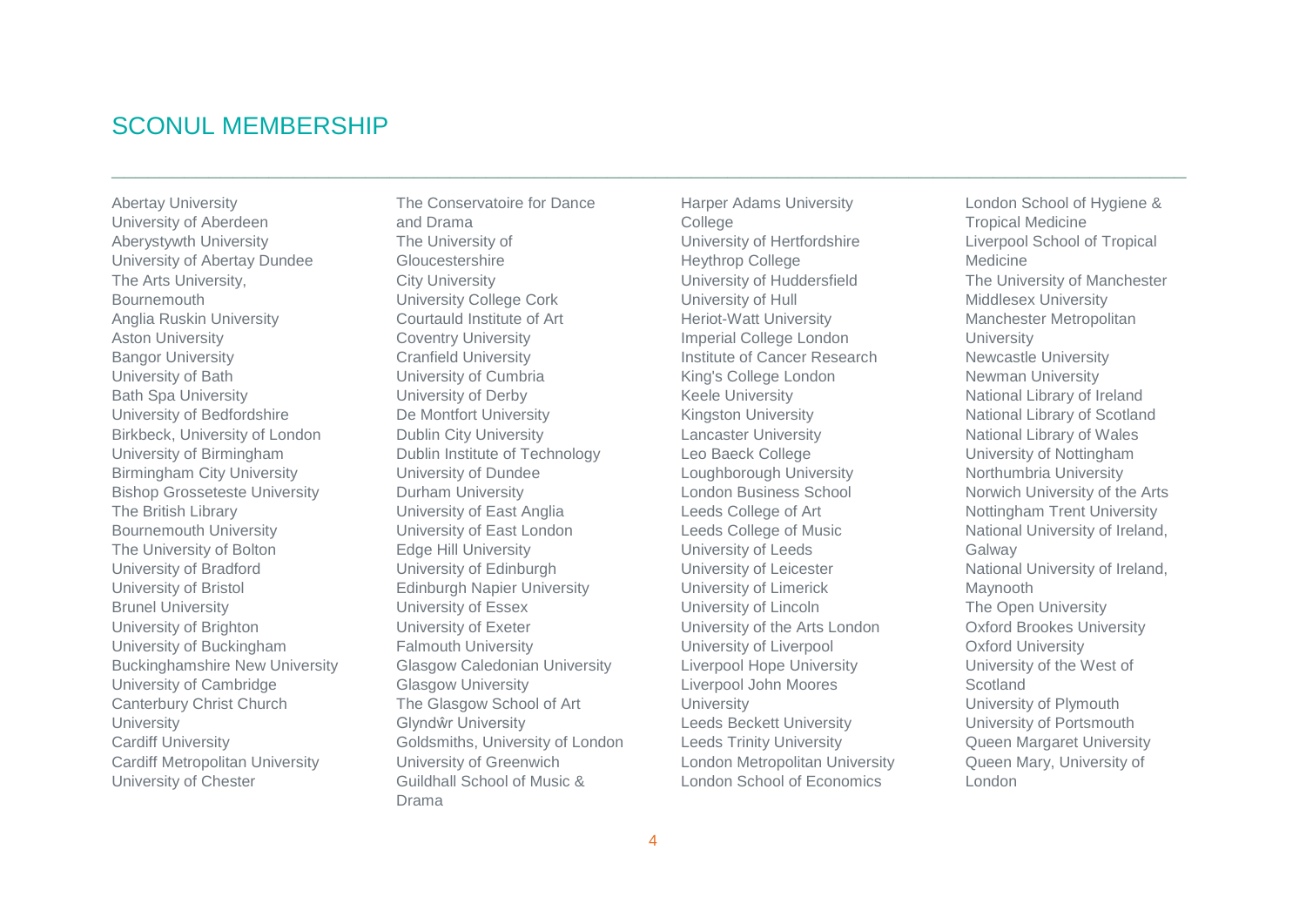# SCONUL MEMBERSHIP

Abertay University
University of Aberdeen
Aberystwyth University
University of Abertay Dundee
The Arts University, Bournemouth
Anglia Ruskin University
Aston University
Bangor University
University of Bath
Bath Spa University
University of Bedfordshire
Birkbeck, University of London
University of Birmingham
Birmingham City University
Bishop Grosseteste University
The British Library
Bournemouth University
The University of Bolton
University of Bradford
University of Bristol
Brunel University
University of Brighton
University of Buckingham
Buckinghamshire New University
University of Cambridge
Canterbury Christ Church University
Cardiff University
Cardiff Metropolitan University
University of Chester
The Conservatoire for Dance and Drama
The University of Gloucestershire
City University
University College Cork
Courtauld Institute of Art
Coventry University
Cranfield University
University of Cumbria
University of Derby
De Montfort University
Dublin City University
Dublin Institute of Technology
University of Dundee
Durham University
University of East Anglia
University of East London
Edge Hill University
University of Edinburgh
Edinburgh Napier University
University of Essex
University of Exeter
Falmouth University
Glasgow Caledonian University
Glasgow University
The Glasgow School of Art
Glyndŵr University
Goldsmiths, University of London
University of Greenwich
Guildhall School of Music & Drama
Harper Adams University College
University of Hertfordshire
Heythrop College
University of Huddersfield
University of Hull
Heriot-Watt University
Imperial College London
Institute of Cancer Research
King's College London
Keele University
Kingston University
Lancaster University
Leo Baeck College
Loughborough University
London Business School
Leeds College of Art
Leeds College of Music
University of Leeds
University of Leicester
University of Limerick
University of Lincoln
University of the Arts London
University of Liverpool
Liverpool Hope University
Liverpool John Moores University
Leeds Beckett University
Leeds Trinity University
London Metropolitan University
London School of Economics
London School of Hygiene & Tropical Medicine
Liverpool School of Tropical Medicine
The University of Manchester
Middlesex University
Manchester Metropolitan University
Newcastle University
Newman University
National Library of Ireland
National Library of Scotland
National Library of Wales
University of Nottingham
Northumbria University
Norwich University of the Arts
Nottingham Trent University
National University of Ireland, Galway
National University of Ireland, Maynooth
The Open University
Oxford Brookes University
Oxford University
University of the West of Scotland
University of Plymouth
University of Portsmouth
Queen Margaret University
Queen Mary, University of London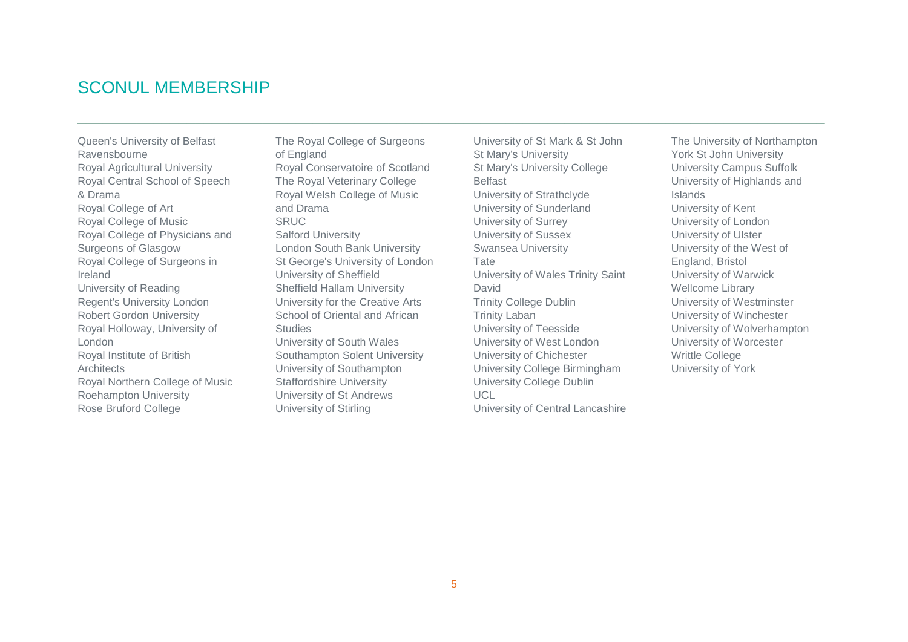# SCONUL MEMBERSHIP

- Queen's University of Belfast
- Ravensbourne
- Royal Agricultural University
- Royal Central School of Speech & Drama
- Royal College of Art
- Royal College of Music
- Royal College of Physicians and Surgeons of Glasgow
- Royal College of Surgeons in Ireland
- University of Reading
- Regent's University London
- Robert Gordon University
- Royal Holloway, University of London
- Royal Institute of British Architects
- Royal Northern College of Music
- Roehampton University
- Rose Bruford College
- The Royal College of Surgeons of England
- Royal Conservatoire of Scotland
- The Royal Veterinary College
- Royal Welsh College of Music and Drama
- SRUC
- Salford University
- London South Bank University
- St George's University of London
- University of Sheffield
- Sheffield Hallam University
- University for the Creative Arts
- School of Oriental and African Studies
- University of South Wales
- Southampton Solent University
- University of Southampton
- Staffordshire University
- University of St Andrews
- University of Stirling
- University of St Mark & St John
- St Mary's University
- St Mary's University College Belfast
- University of Strathclyde
- University of Sunderland
- University of Surrey
- University of Sussex
- Swansea University
- Tate
- University of Wales Trinity Saint David
- Trinity College Dublin
- Trinity Laban
- University of Teesside
- University of West London
- University of Chichester
- University College Birmingham
- University College Dublin
- UCL
- University of Central Lancashire
- The University of Northampton
- York St John University
- University Campus Suffolk
- University of Highlands and Islands
- University of Kent
- University of London
- University of Ulster
- University of the West of England, Bristol
- University of Warwick
- Wellcome Library
- University of Westminster
- University of Winchester
- University of Wolverhampton
- University of Worcester
- Writtle College
- University of York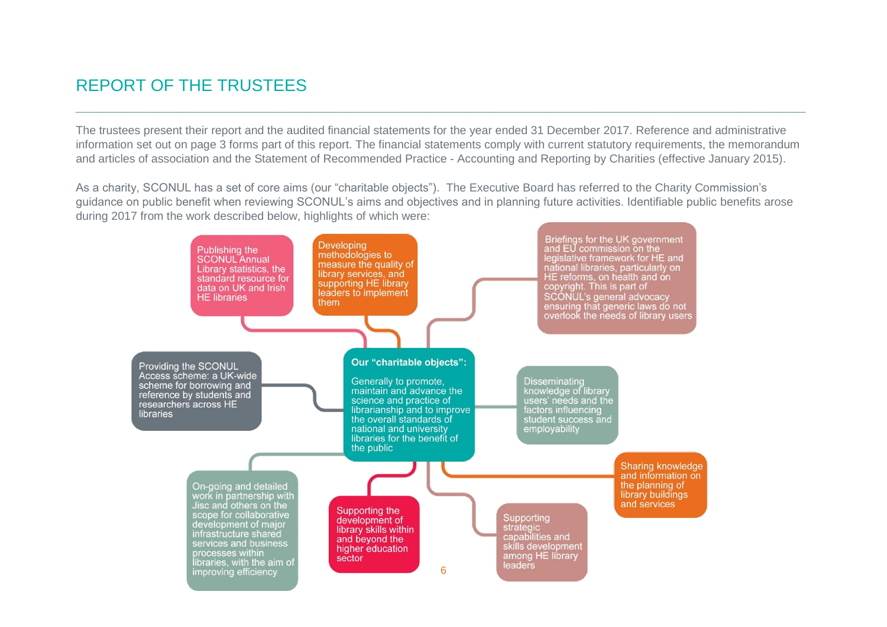# REPORT OF THE TRUSTEES

The trustees present their report and the audited financial statements for the year ended 31 December 2017. Reference and administrative information set out on page 3 forms part of this report. The financial statements comply with current statutory requirements, the memorandum and articles of association and the Statement of Recommended Practice - Accounting and Reporting by Charities (effective January 2015).

As a charity, SCONUL has a set of core aims (our "charitable objects"). The Executive Board has referred to the Charity Commission's guidance on public benefit when reviewing SCONUL's aims and objectives and in planning future activities. Identifiable public benefits arose during 2017 from the work described below, highlights of which were:

**Our "charitable objects":**

Generally to promote, maintain and advance the science and practice of librarianship and to improve the overall standards of national and university libraries for the benefit of the public

- Publishing the SCONUL Annual Library statistics, the standard resource for data on UK and Irish HE libraries
- Developing methodologies to measure the quality of library services, and supporting HE library leaders to implement them
- Briefings for the UK government and EU commission on the legislative framework for HE and national libraries, particularly on HE reforms, on health and on copyright. This is part of SCONUL's general advocacy ensuring that generic laws do not overlook the needs of library users
- Providing the SCONUL Access scheme: a UK-wide scheme for borrowing and reference by students and researchers across HE libraries
- Disseminating knowledge of library users' needs and the factors influencing student success and employability
- Sharing knowledge and information on the planning of library buildings and services
- On-going and detailed work in partnership with Jisc and others on the scope for collaborative development of major infrastructure shared services and business processes within libraries, with the aim of improving efficiency
- Supporting the development of library skills within and beyond the higher education sector
- Supporting strategic capabilities and skills development among HE library leaders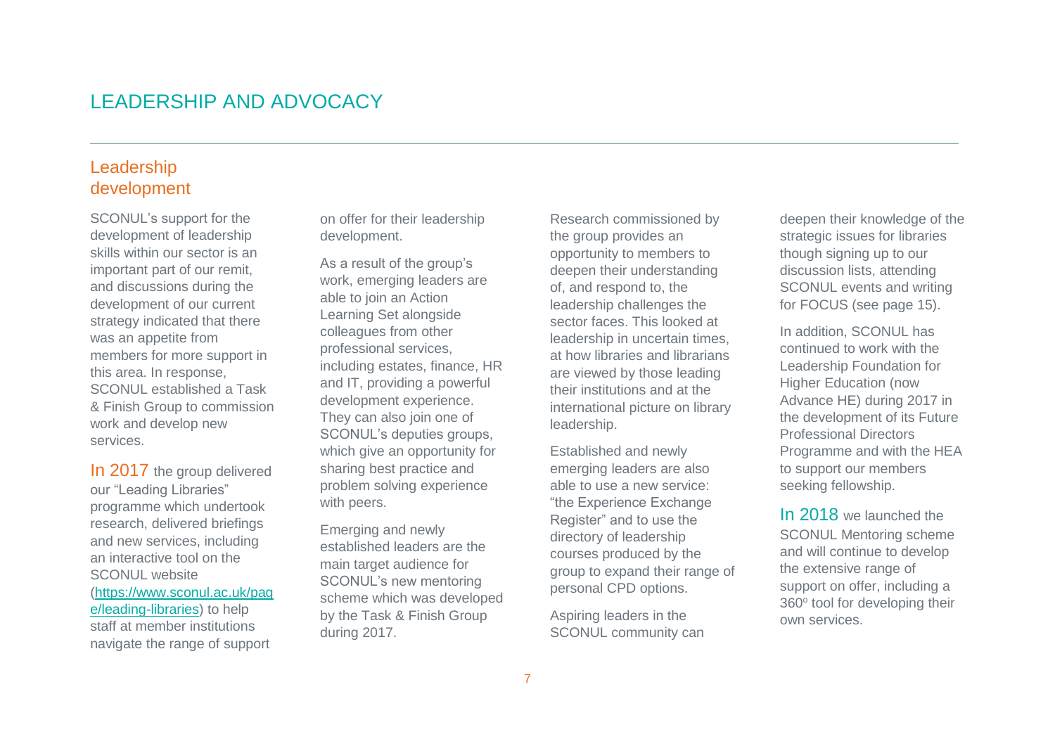# LEADERSHIP AND ADVOCACY

## Leadership development

SCONUL's support for the development of leadership skills within our sector is an important part of our remit, and discussions during the development of our current strategy indicated that there was an appetite from members for more support in this area. In response, SCONUL established a Task & Finish Group to commission work and develop new services.

In 2017 the group delivered our "Leading Libraries" programme which undertook research, delivered briefings and new services, including an interactive tool on the SCONUL website (https://www.sconul.ac.uk/page/leading-libraries) to help staff at member institutions navigate the range of support on offer for their leadership development.

As a result of the group's work, emerging leaders are able to join an Action Learning Set alongside colleagues from other professional services, including estates, finance, HR and IT, providing a powerful development experience. They can also join one of SCONUL's deputies groups, which give an opportunity for sharing best practice and problem solving experience with peers.

Emerging and newly established leaders are the main target audience for SCONUL's new mentoring scheme which was developed by the Task & Finish Group during 2017.

Research commissioned by the group provides an opportunity to members to deepen their understanding of, and respond to, the leadership challenges the sector faces. This looked at leadership in uncertain times, at how libraries and librarians are viewed by those leading their institutions and at the international picture on library leadership.

Established and newly emerging leaders are also able to use a new service: "the Experience Exchange Register" and to use the directory of leadership courses produced by the group to expand their range of personal CPD options.

Aspiring leaders in the SCONUL community can deepen their knowledge of the strategic issues for libraries though signing up to our discussion lists, attending SCONUL events and writing for FOCUS (see page 15).

In addition, SCONUL has continued to work with the Leadership Foundation for Higher Education (now Advance HE) during 2017 in the development of its Future Professional Directors Programme and with the HEA to support our members seeking fellowship.

In 2018 we launched the SCONUL Mentoring scheme and will continue to develop the extensive range of support on offer, including a 360° tool for developing their own services.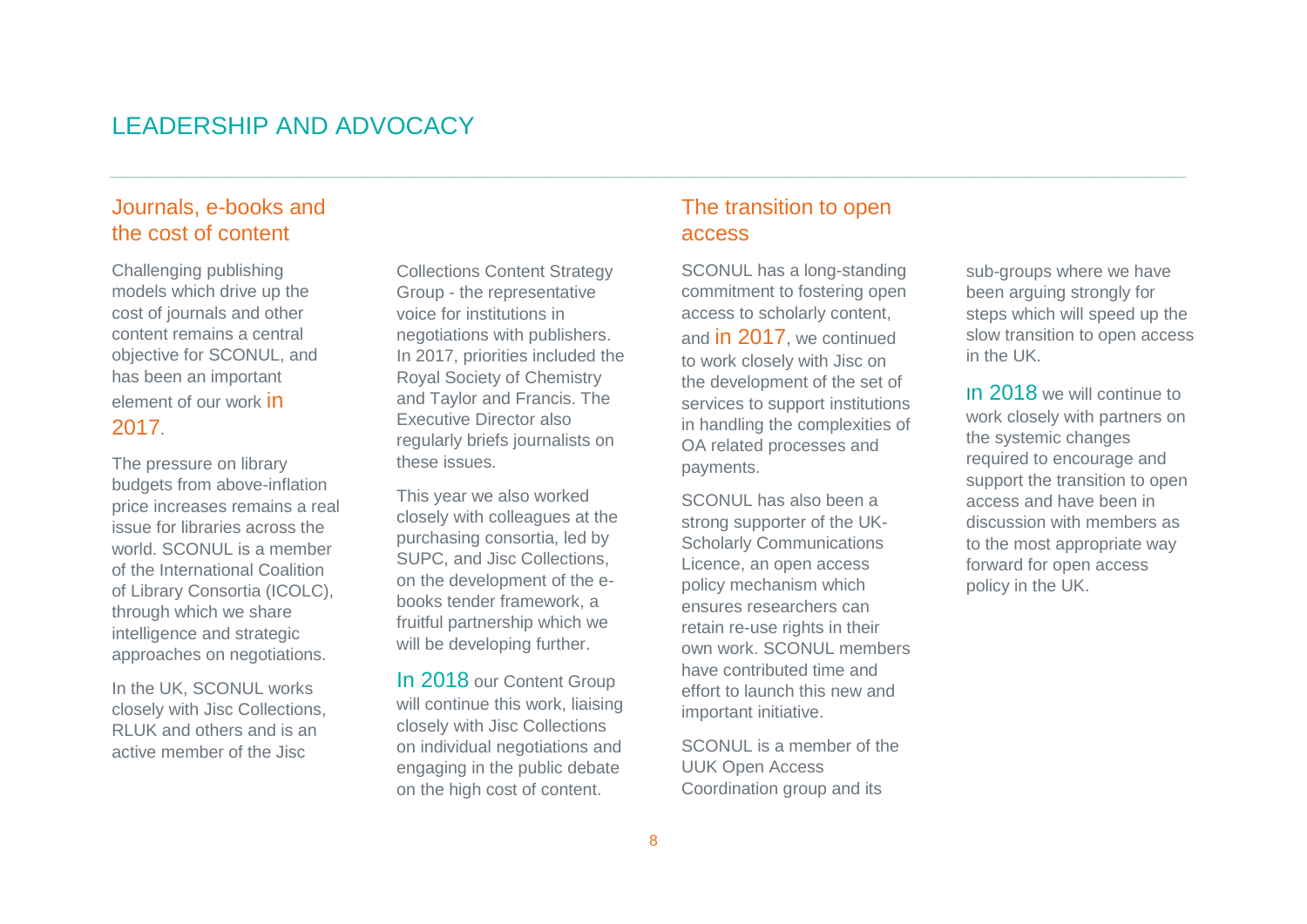# LEADERSHIP AND ADVOCACY

## Journals, e-books and the cost of content

Challenging publishing models which drive up the cost of journals and other content remains a central objective for SCONUL, and has been an important element of our work in 2017.

The pressure on library budgets from above-inflation price increases remains a real issue for libraries across the world. SCONUL is a member of the International Coalition of Library Consortia (ICOLC), through which we share intelligence and strategic approaches on negotiations.

In the UK, SCONUL works closely with Jisc Collections, RLUK and others and is an active member of the Jisc Collections Content Strategy Group - the representative voice for institutions in negotiations with publishers. In 2017, priorities included the Royal Society of Chemistry and Taylor and Francis. The Executive Director also regularly briefs journalists on these issues.

This year we also worked closely with colleagues at the purchasing consortia, led by SUPC, and Jisc Collections, on the development of the e-books tender framework, a fruitful partnership which we will be developing further.

In 2018 our Content Group will continue this work, liaising closely with Jisc Collections on individual negotiations and engaging in the public debate on the high cost of content.

## The transition to open access

SCONUL has a long-standing commitment to fostering open access to scholarly content, and in 2017, we continued to work closely with Jisc on the development of the set of services to support institutions in handling the complexities of OA related processes and payments.

SCONUL has also been a strong supporter of the UK-Scholarly Communications Licence, an open access policy mechanism which ensures researchers can retain re-use rights in their own work. SCONUL members have contributed time and effort to launch this new and important initiative.

SCONUL is a member of the UUK Open Access Coordination group and its sub-groups where we have been arguing strongly for steps which will speed up the slow transition to open access in the UK.

In 2018 we will continue to work closely with partners on the systemic changes required to encourage and support the transition to open access and have been in discussion with members as to the most appropriate way forward for open access policy in the UK.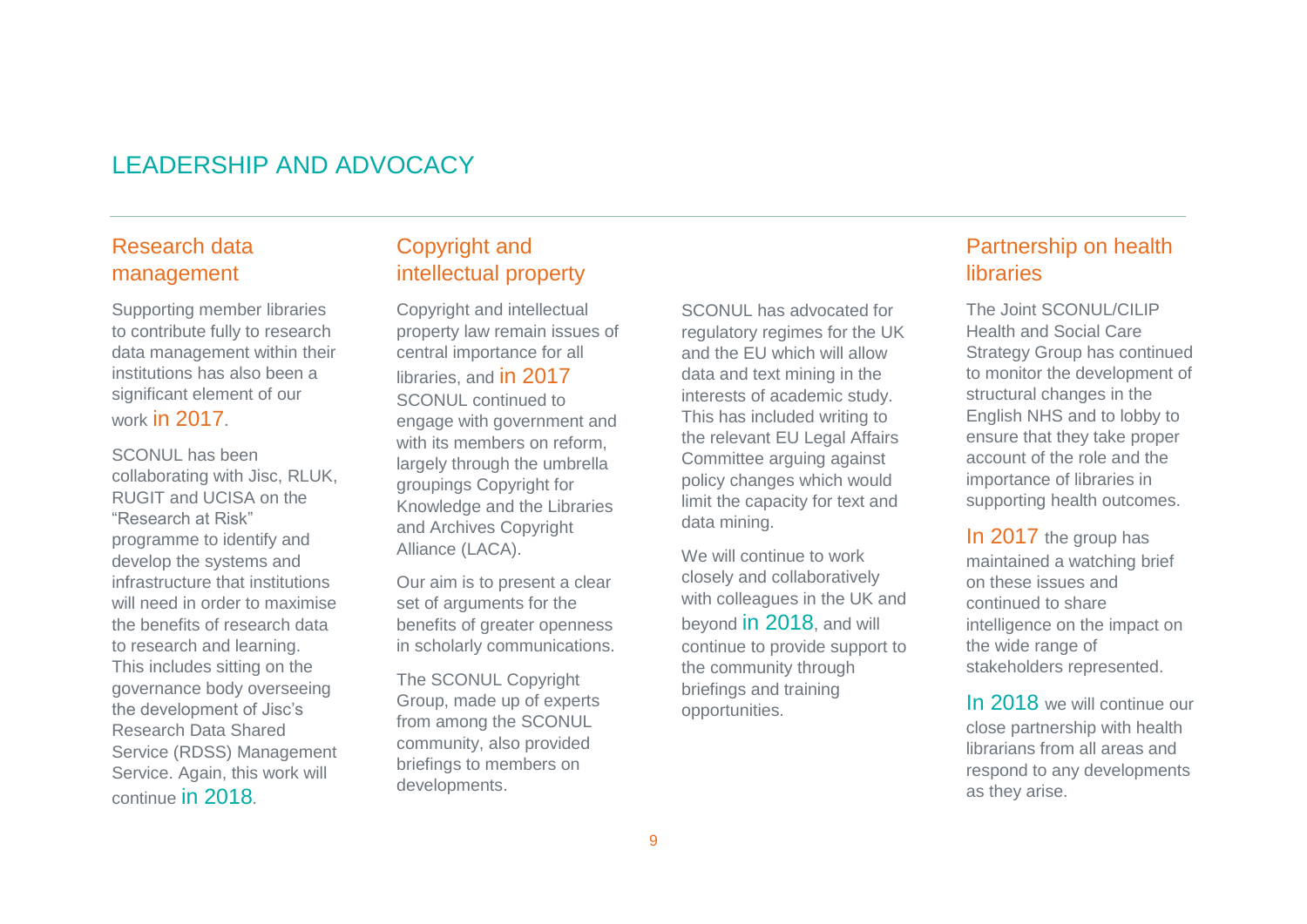# LEADERSHIP AND ADVOCACY

## Research data management

Supporting member libraries to contribute fully to research data management within their institutions has also been a significant element of our work in 2017.

SCONUL has been collaborating with Jisc, RLUK, RUGIT and UCISA on the "Research at Risk" programme to identify and develop the systems and infrastructure that institutions will need in order to maximise the benefits of research data to research and learning. This includes sitting on the governance body overseeing the development of Jisc's Research Data Shared Service (RDSS) Management Service. Again, this work will continue in 2018.

## Copyright and intellectual property

Copyright and intellectual property law remain issues of central importance for all libraries, and in 2017 SCONUL continued to engage with government and with its members on reform, largely through the umbrella groupings Copyright for Knowledge and the Libraries and Archives Copyright Alliance (LACA).

Our aim is to present a clear set of arguments for the benefits of greater openness in scholarly communications.

The SCONUL Copyright Group, made up of experts from among the SCONUL community, also provided briefings to members on developments.

SCONUL has advocated for regulatory regimes for the UK and the EU which will allow data and text mining in the interests of academic study. This has included writing to the relevant EU Legal Affairs Committee arguing against policy changes which would limit the capacity for text and data mining.

We will continue to work closely and collaboratively with colleagues in the UK and beyond in 2018, and will continue to provide support to the community through briefings and training opportunities.

## Partnership on health libraries

The Joint SCONUL/CILIP Health and Social Care Strategy Group has continued to monitor the development of structural changes in the English NHS and to lobby to ensure that they take proper account of the role and the importance of libraries in supporting health outcomes.

In 2017 the group has maintained a watching brief on these issues and continued to share intelligence on the impact on the wide range of stakeholders represented.

In 2018 we will continue our close partnership with health librarians from all areas and respond to any developments as they arise.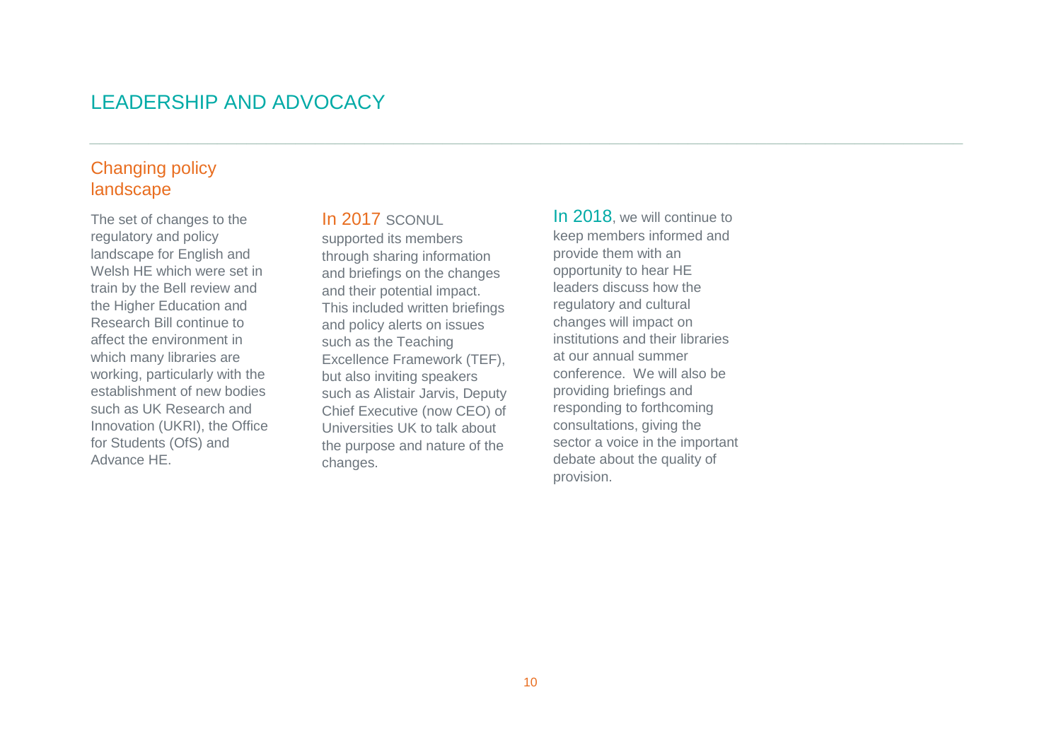# LEADERSHIP AND ADVOCACY

## Changing policy landscape

The set of changes to the regulatory and policy landscape for English and Welsh HE which were set in train by the Bell review and the Higher Education and Research Bill continue to affect the environment in which many libraries are working, particularly with the establishment of new bodies such as UK Research and Innovation (UKRI), the Office for Students (OfS) and Advance HE.

In 2017 SCONUL supported its members through sharing information and briefings on the changes and their potential impact. This included written briefings and policy alerts on issues such as the Teaching Excellence Framework (TEF), but also inviting speakers such as Alistair Jarvis, Deputy Chief Executive (now CEO) of Universities UK to talk about the purpose and nature of the changes.

In 2018, we will continue to keep members informed and provide them with an opportunity to hear HE leaders discuss how the regulatory and cultural changes will impact on institutions and their libraries at our annual summer conference. We will also be providing briefings and responding to forthcoming consultations, giving the sector a voice in the important debate about the quality of provision.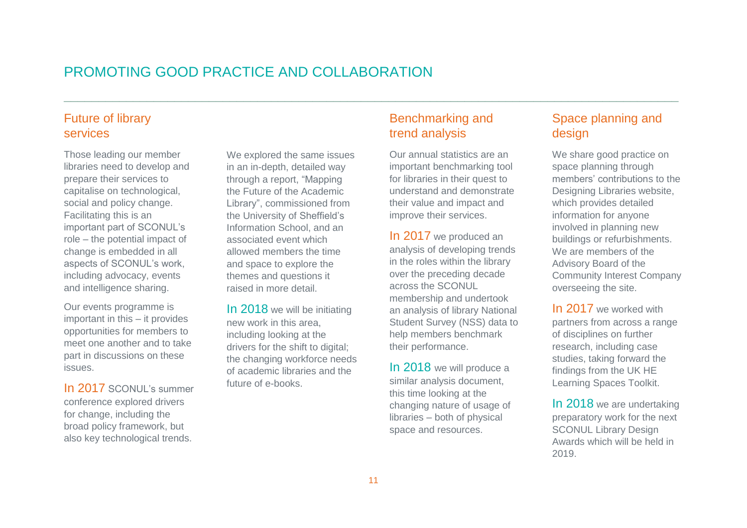# PROMOTING GOOD PRACTICE AND COLLABORATION

## Future of library services

Those leading our member libraries need to develop and prepare their services to capitalise on technological, social and policy change. Facilitating this is an important part of SCONUL's role – the potential impact of change is embedded in all aspects of SCONUL's work, including advocacy, events and intelligence sharing.

Our events programme is important in this – it provides opportunities for members to meet one another and to take part in discussions on these issues.

In 2017 SCONUL's summer conference explored drivers for change, including the broad policy framework, but also key technological trends.

We explored the same issues in an in-depth, detailed way through a report, "Mapping the Future of the Academic Library", commissioned from the University of Sheffield's Information School, and an associated event which allowed members the time and space to explore the themes and questions it raised in more detail.

In 2018 we will be initiating new work in this area, including looking at the drivers for the shift to digital; the changing workforce needs of academic libraries and the future of e-books.

## Benchmarking and trend analysis

Our annual statistics are an important benchmarking tool for libraries in their quest to understand and demonstrate their value and impact and improve their services.

In 2017 we produced an analysis of developing trends in the roles within the library over the preceding decade across the SCONUL membership and undertook an analysis of library National Student Survey (NSS) data to help members benchmark their performance.

In 2018 we will produce a similar analysis document, this time looking at the changing nature of usage of libraries – both of physical space and resources.

## Space planning and design

We share good practice on space planning through members' contributions to the Designing Libraries website, which provides detailed information for anyone involved in planning new buildings or refurbishments. We are members of the Advisory Board of the Community Interest Company overseeing the site.

In 2017 we worked with partners from across a range of disciplines on further research, including case studies, taking forward the findings from the UK HE Learning Spaces Toolkit.

In 2018 we are undertaking preparatory work for the next SCONUL Library Design Awards which will be held in 2019.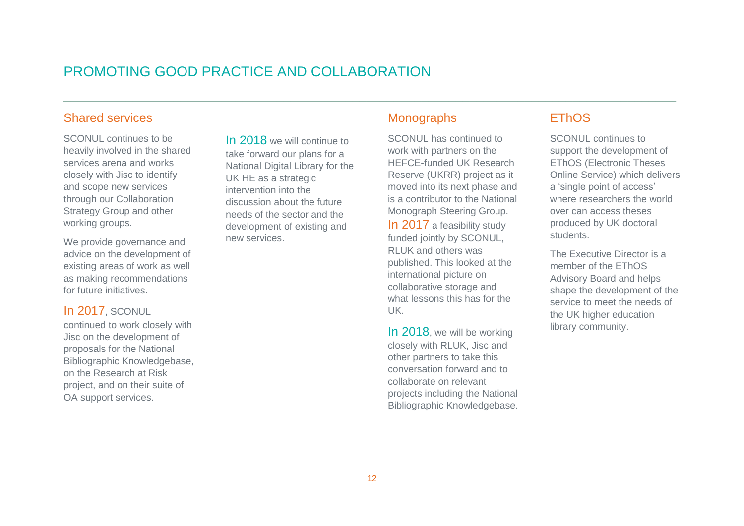# PROMOTING GOOD PRACTICE AND COLLABORATION

## Shared services

SCONUL continues to be heavily involved in the shared services arena and works closely with Jisc to identify and scope new services through our Collaboration Strategy Group and other working groups.

We provide governance and advice on the development of existing areas of work as well as making recommendations for future initiatives.

In 2017, SCONUL continued to work closely with Jisc on the development of proposals for the National Bibliographic Knowledgebase, on the Research at Risk project, and on their suite of OA support services.

In 2018 we will continue to take forward our plans for a National Digital Library for the UK HE as a strategic intervention into the discussion about the future needs of the sector and the development of existing and new services.

## Monographs

SCONUL has continued to work with partners on the HEFCE-funded UK Research Reserve (UKRR) project as it moved into its next phase and is a contributor to the National Monograph Steering Group.

In 2017 a feasibility study funded jointly by SCONUL, RLUK and others was published. This looked at the international picture on collaborative storage and what lessons this has for the UK.

In 2018, we will be working closely with RLUK, Jisc and other partners to take this conversation forward and to collaborate on relevant projects including the National Bibliographic Knowledgebase.

## EThOS

SCONUL continues to support the development of EThOS (Electronic Theses Online Service) which delivers a 'single point of access' where researchers the world over can access theses produced by UK doctoral students.

The Executive Director is a member of the EThOS Advisory Board and helps shape the development of the service to meet the needs of the UK higher education library community.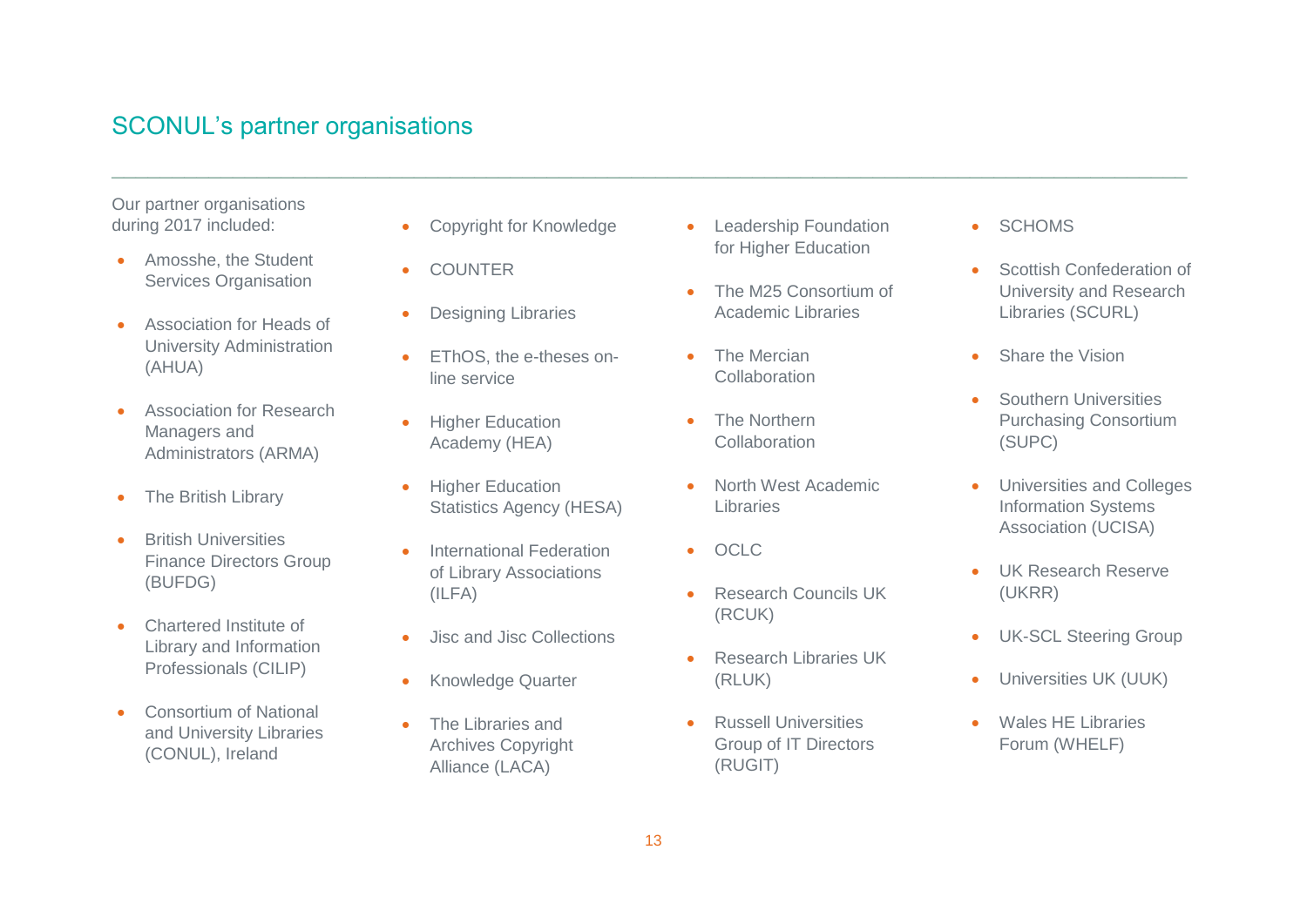## SCONUL's partner organisations

Our partner organisations during 2017 included:

- Amosshe, the Student Services Organisation
- Association for Heads of University Administration (AHUA)
- Association for Research Managers and Administrators (ARMA)
- The British Library
- British Universities Finance Directors Group (BUFDG)
- Chartered Institute of Library and Information Professionals (CILIP)
- Consortium of National and University Libraries (CONUL), Ireland
- Copyright for Knowledge
- COUNTER
- Designing Libraries
- EThOS, the e-theses on-line service
- Higher Education Academy (HEA)
- Higher Education Statistics Agency (HESA)
- International Federation of Library Associations (ILFA)
- Jisc and Jisc Collections
- Knowledge Quarter
- The Libraries and Archives Copyright Alliance (LACA)
- Leadership Foundation for Higher Education
- The M25 Consortium of Academic Libraries
- The Mercian Collaboration
- The Northern Collaboration
- North West Academic Libraries
- OCLC
- Research Councils UK (RCUK)
- Research Libraries UK (RLUK)
- Russell Universities Group of IT Directors (RUGIT)
- SCHOMS
- Scottish Confederation of University and Research Libraries (SCURL)
- Share the Vision
- Southern Universities Purchasing Consortium (SUPC)
- Universities and Colleges Information Systems Association (UCISA)
- UK Research Reserve (UKRR)
- UK-SCL Steering Group
- Universities UK (UUK)
- Wales HE Libraries Forum (WHELF)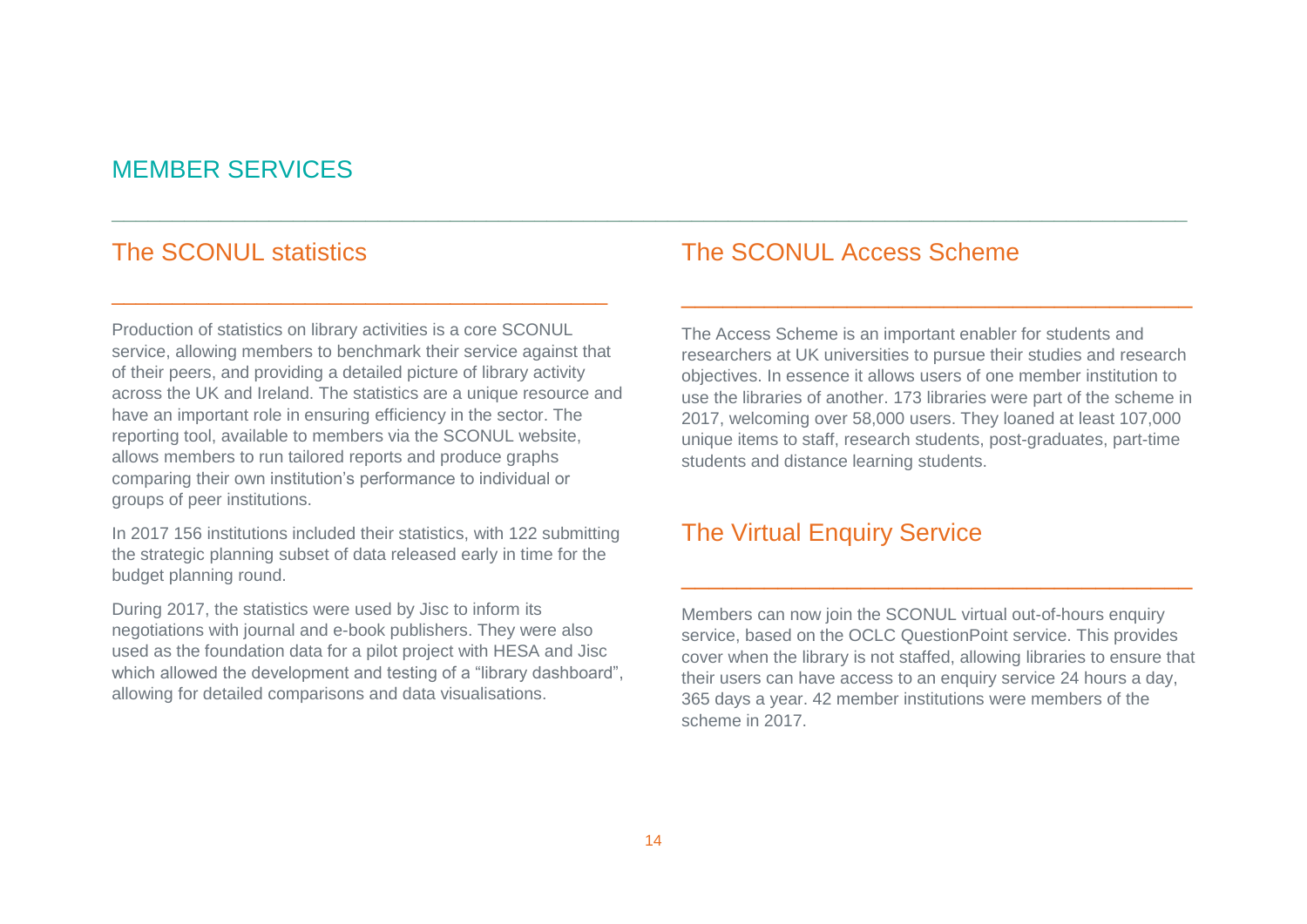# MEMBER SERVICES

## The SCONUL statistics

Production of statistics on library activities is a core SCONUL service, allowing members to benchmark their service against that of their peers, and providing a detailed picture of library activity across the UK and Ireland. The statistics are a unique resource and have an important role in ensuring efficiency in the sector. The reporting tool, available to members via the SCONUL website, allows members to run tailored reports and produce graphs comparing their own institution's performance to individual or groups of peer institutions.

In 2017 156 institutions included their statistics, with 122 submitting the strategic planning subset of data released early in time for the budget planning round.

During 2017, the statistics were used by Jisc to inform its negotiations with journal and e-book publishers. They were also used as the foundation data for a pilot project with HESA and Jisc which allowed the development and testing of a "library dashboard", allowing for detailed comparisons and data visualisations.

## The SCONUL Access Scheme

The Access Scheme is an important enabler for students and researchers at UK universities to pursue their studies and research objectives. In essence it allows users of one member institution to use the libraries of another. 173 libraries were part of the scheme in 2017, welcoming over 58,000 users. They loaned at least 107,000 unique items to staff, research students, post-graduates, part-time students and distance learning students.

## The Virtual Enquiry Service

Members can now join the SCONUL virtual out-of-hours enquiry service, based on the OCLC QuestionPoint service. This provides cover when the library is not staffed, allowing libraries to ensure that their users can have access to an enquiry service 24 hours a day, 365 days a year. 42 member institutions were members of the scheme in 2017.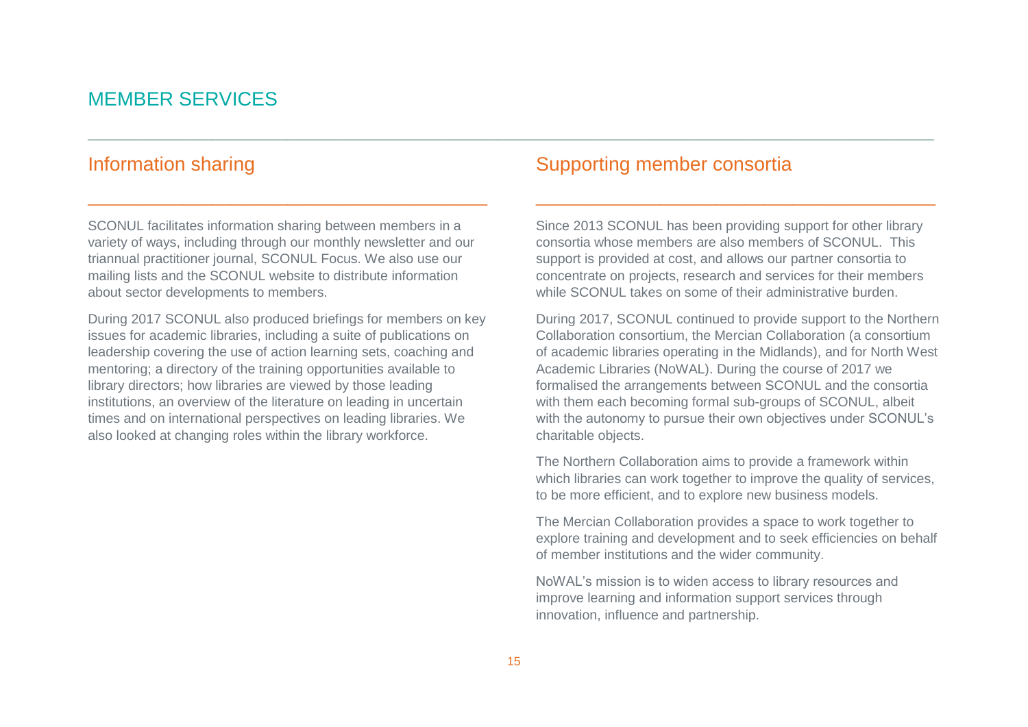# MEMBER SERVICES

## Information sharing

SCONUL facilitates information sharing between members in a variety of ways, including through our monthly newsletter and our triannual practitioner journal, SCONUL Focus. We also use our mailing lists and the SCONUL website to distribute information about sector developments to members.

During 2017 SCONUL also produced briefings for members on key issues for academic libraries, including a suite of publications on leadership covering the use of action learning sets, coaching and mentoring; a directory of the training opportunities available to library directors; how libraries are viewed by those leading institutions, an overview of the literature on leading in uncertain times and on international perspectives on leading libraries. We also looked at changing roles within the library workforce.

## Supporting member consortia

Since 2013 SCONUL has been providing support for other library consortia whose members are also members of SCONUL. This support is provided at cost, and allows our partner consortia to concentrate on projects, research and services for their members while SCONUL takes on some of their administrative burden.

During 2017, SCONUL continued to provide support to the Northern Collaboration consortium, the Mercian Collaboration (a consortium of academic libraries operating in the Midlands), and for North West Academic Libraries (NoWAL). During the course of 2017 we formalised the arrangements between SCONUL and the consortia with them each becoming formal sub-groups of SCONUL, albeit with the autonomy to pursue their own objectives under SCONUL's charitable objects.

The Northern Collaboration aims to provide a framework within which libraries can work together to improve the quality of services, to be more efficient, and to explore new business models.

The Mercian Collaboration provides a space to work together to explore training and development and to seek efficiencies on behalf of member institutions and the wider community.

NoWAL's mission is to widen access to library resources and improve learning and information support services through innovation, influence and partnership.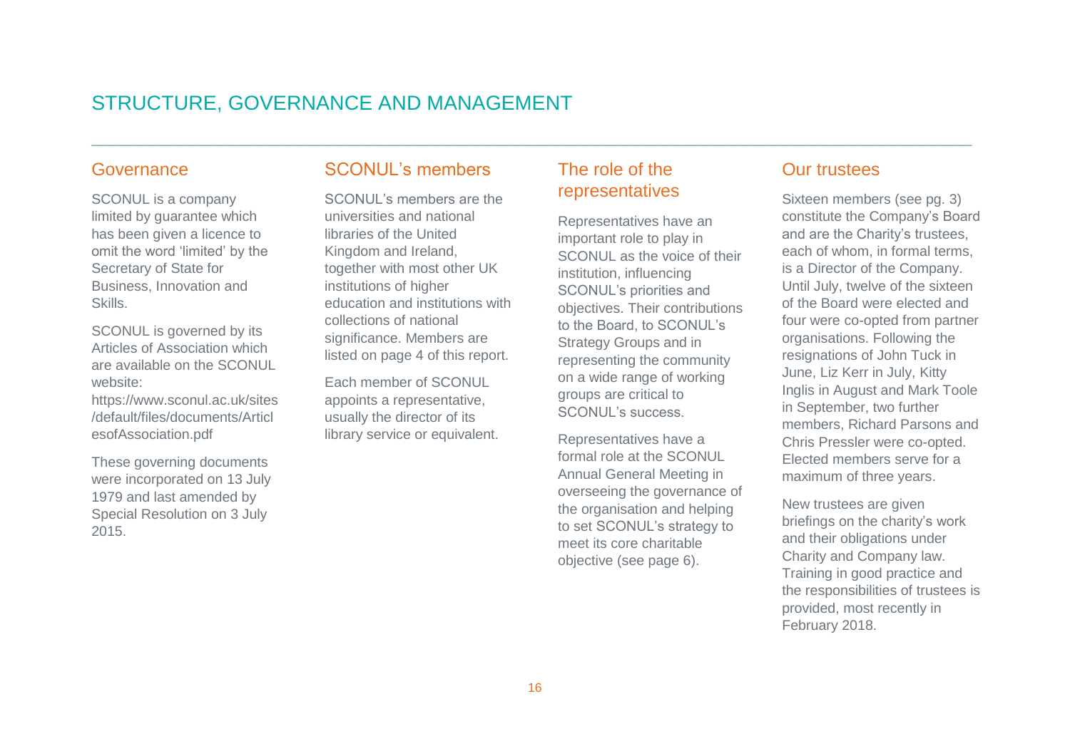# STRUCTURE, GOVERNANCE AND MANAGEMENT

## Governance

SCONUL is a company limited by guarantee which has been given a licence to omit the word 'limited' by the Secretary of State for Business, Innovation and Skills.

SCONUL is governed by its Articles of Association which are available on the SCONUL website: https://www.sconul.ac.uk/sites/default/files/documents/ArticlesofAssociation.pdf

These governing documents were incorporated on 13 July 1979 and last amended by Special Resolution on 3 July 2015.

## SCONUL's members

SCONUL's members are the universities and national libraries of the United Kingdom and Ireland, together with most other UK institutions of higher education and institutions with collections of national significance. Members are listed on page 4 of this report.

Each member of SCONUL appoints a representative, usually the director of its library service or equivalent.

## The role of the representatives

Representatives have an important role to play in SCONUL as the voice of their institution, influencing SCONUL's priorities and objectives. Their contributions to the Board, to SCONUL's Strategy Groups and in representing the community on a wide range of working groups are critical to SCONUL's success.

Representatives have a formal role at the SCONUL Annual General Meeting in overseeing the governance of the organisation and helping to set SCONUL's strategy to meet its core charitable objective (see page 6).

## Our trustees

Sixteen members (see pg. 3) constitute the Company's Board and are the Charity's trustees, each of whom, in formal terms, is a Director of the Company. Until July, twelve of the sixteen of the Board were elected and four were co-opted from partner organisations. Following the resignations of John Tuck in June, Liz Kerr in July, Kitty Inglis in August and Mark Toole in September, two further members, Richard Parsons and Chris Pressler were co-opted. Elected members serve for a maximum of three years.

New trustees are given briefings on the charity's work and their obligations under Charity and Company law. Training in good practice and the responsibilities of trustees is provided, most recently in February 2018.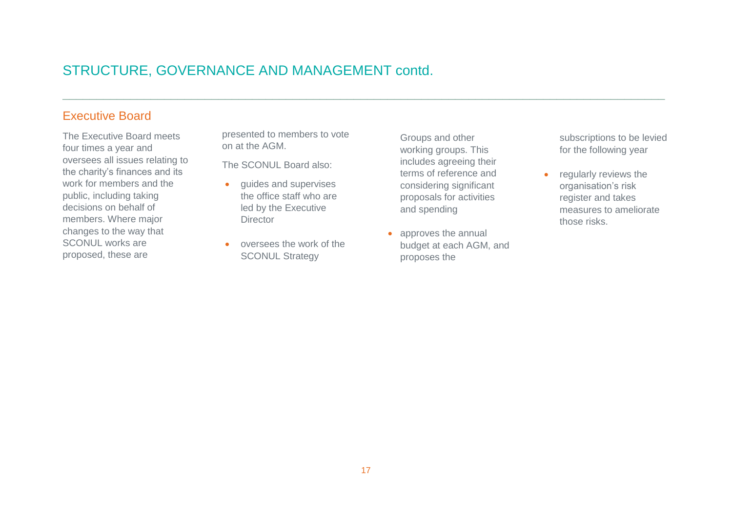## STRUCTURE, GOVERNANCE AND MANAGEMENT contd.

### Executive Board

The Executive Board meets four times a year and oversees all issues relating to the charity's finances and its work for members and the public, including taking decisions on behalf of members. Where major changes to the way that SCONUL works are proposed, these are presented to members to vote on at the AGM.

The SCONUL Board also:

- guides and supervises the office staff who are led by the Executive Director
- oversees the work of the SCONUL Strategy Groups and other working groups. This includes agreeing their terms of reference and considering significant proposals for activities and spending
- approves the annual budget at each AGM, and proposes the subscriptions to be levied for the following year
- regularly reviews the organisation's risk register and takes measures to ameliorate those risks.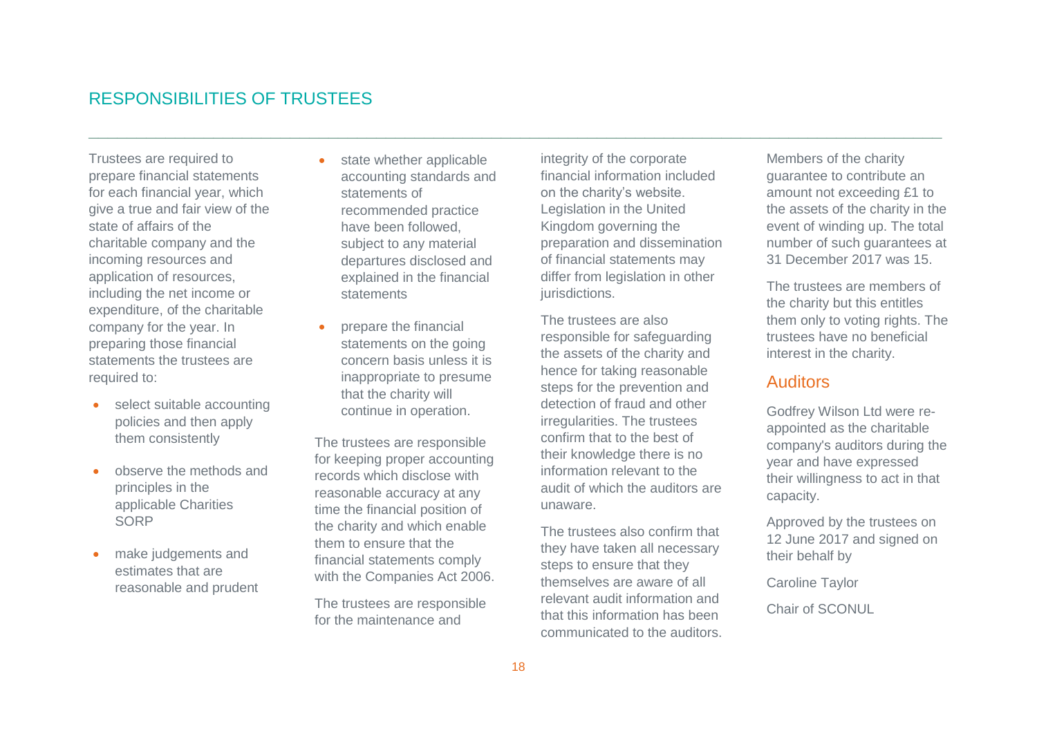# RESPONSIBILITIES OF TRUSTEES

Trustees are required to prepare financial statements for each financial year, which give a true and fair view of the state of affairs of the charitable company and the incoming resources and application of resources, including the net income or expenditure, of the charitable company for the year. In preparing those financial statements the trustees are required to:

- select suitable accounting policies and then apply them consistently
- observe the methods and principles in the applicable Charities SORP
- make judgements and estimates that are reasonable and prudent
- state whether applicable accounting standards and statements of recommended practice have been followed, subject to any material departures disclosed and explained in the financial statements
- prepare the financial statements on the going concern basis unless it is inappropriate to presume that the charity will continue in operation.

The trustees are responsible for keeping proper accounting records which disclose with reasonable accuracy at any time the financial position of the charity and which enable them to ensure that the financial statements comply with the Companies Act 2006.

The trustees are responsible for the maintenance and integrity of the corporate financial information included on the charity's website. Legislation in the United Kingdom governing the preparation and dissemination of financial statements may differ from legislation in other jurisdictions.

The trustees are also responsible for safeguarding the assets of the charity and hence for taking reasonable steps for the prevention and detection of fraud and other irregularities. The trustees confirm that to the best of their knowledge there is no information relevant to the audit of which the auditors are unaware.

The trustees also confirm that they have taken all necessary steps to ensure that they themselves are aware of all relevant audit information and that this information has been communicated to the auditors.

Members of the charity guarantee to contribute an amount not exceeding £1 to the assets of the charity in the event of winding up. The total number of such guarantees at 31 December 2017 was 15.

The trustees are members of the charity but this entitles them only to voting rights. The trustees have no beneficial interest in the charity.

## Auditors

Godfrey Wilson Ltd were re-appointed as the charitable company's auditors during the year and have expressed their willingness to act in that capacity.

Approved by the trustees on 12 June 2017 and signed on their behalf by

Caroline Taylor

Chair of SCONUL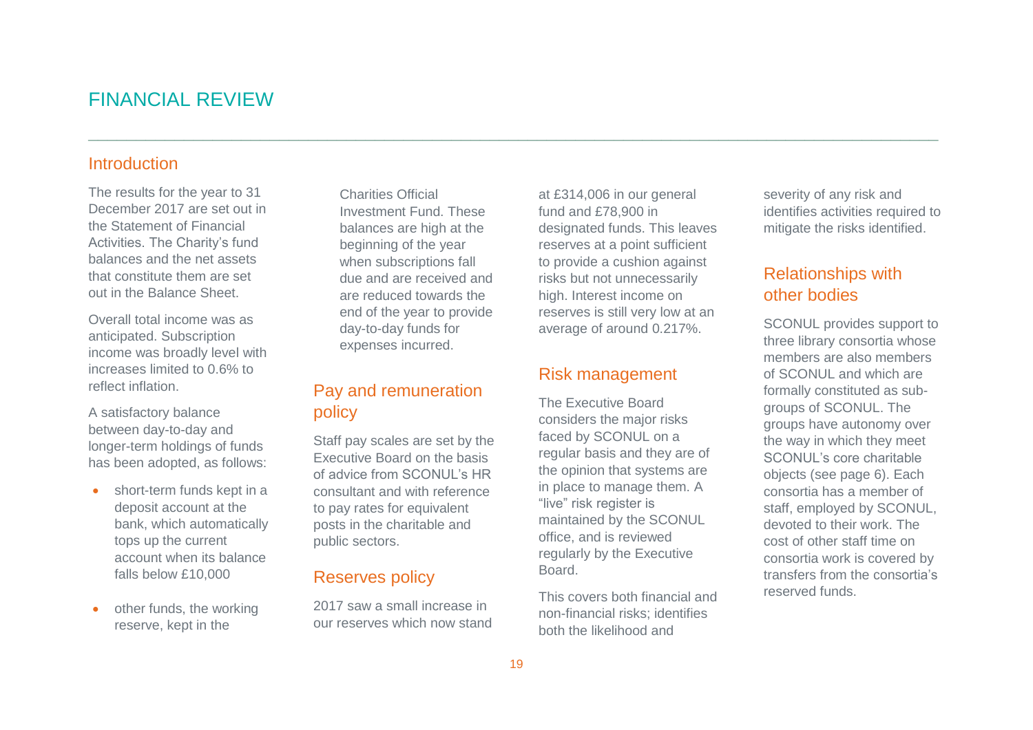# FINANCIAL REVIEW

## Introduction

The results for the year to 31 December 2017 are set out in the Statement of Financial Activities. The Charity's fund balances and the net assets that constitute them are set out in the Balance Sheet.

Overall total income was as anticipated. Subscription income was broadly level with increases limited to 0.6% to reflect inflation.

A satisfactory balance between day-to-day and longer-term holdings of funds has been adopted, as follows:

- short-term funds kept in a deposit account at the bank, which automatically tops up the current account when its balance falls below £10,000
- other funds, the working reserve, kept in the Charities Official Investment Fund. These balances are high at the beginning of the year when subscriptions fall due and are received and are reduced towards the end of the year to provide day-to-day funds for expenses incurred.

## Pay and remuneration policy

Staff pay scales are set by the Executive Board on the basis of advice from SCONUL's HR consultant and with reference to pay rates for equivalent posts in the charitable and public sectors.

## Reserves policy

2017 saw a small increase in our reserves which now stand at £314,006 in our general fund and £78,900 in designated funds. This leaves reserves at a point sufficient to provide a cushion against risks but not unnecessarily high. Interest income on reserves is still very low at an average of around 0.217%.

## Risk management

The Executive Board considers the major risks faced by SCONUL on a regular basis and they are of the opinion that systems are in place to manage them. A "live" risk register is maintained by the SCONUL office, and is reviewed regularly by the Executive Board.

This covers both financial and non-financial risks; identifies both the likelihood and severity of any risk and identifies activities required to mitigate the risks identified.

## Relationships with other bodies

SCONUL provides support to three library consortia whose members are also members of SCONUL and which are formally constituted as sub-groups of SCONUL. The groups have autonomy over the way in which they meet SCONUL's core charitable objects (see page 6). Each consortia has a member of staff, employed by SCONUL, devoted to their work. The cost of other staff time on consortia work is covered by transfers from the consortia's reserved funds.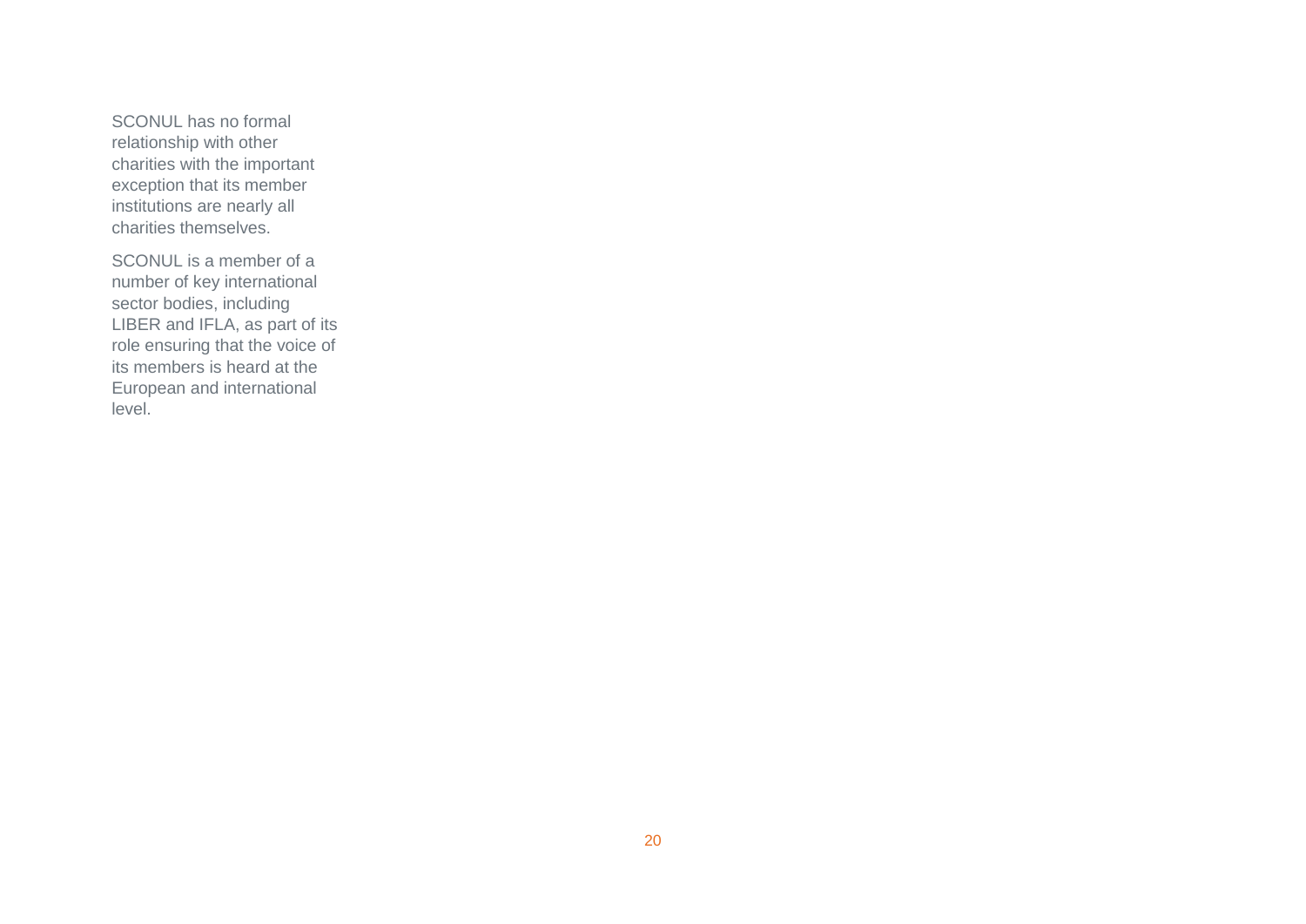SCONUL has no formal relationship with other charities with the important exception that its member institutions are nearly all charities themselves.

SCONUL is a member of a number of key international sector bodies, including LIBER and IFLA, as part of its role ensuring that the voice of its members is heard at the European and international level.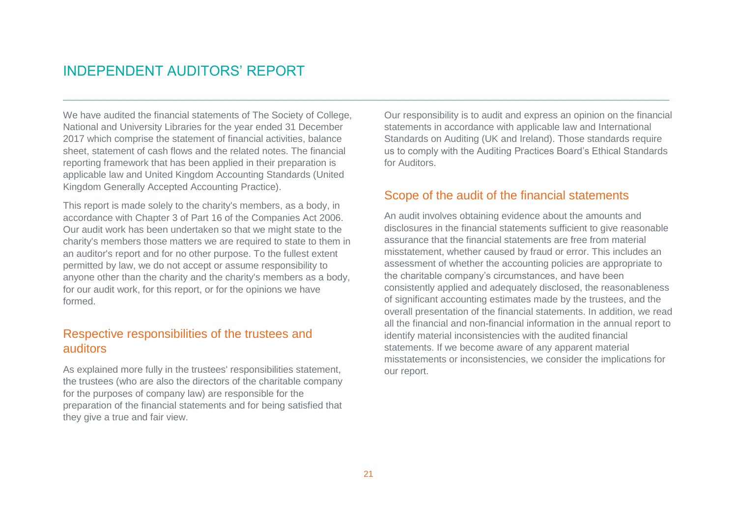# INDEPENDENT AUDITORS' REPORT

We have audited the financial statements of The Society of College, National and University Libraries for the year ended 31 December 2017 which comprise the statement of financial activities, balance sheet, statement of cash flows and the related notes. The financial reporting framework that has been applied in their preparation is applicable law and United Kingdom Accounting Standards (United Kingdom Generally Accepted Accounting Practice).

This report is made solely to the charity's members, as a body, in accordance with Chapter 3 of Part 16 of the Companies Act 2006. Our audit work has been undertaken so that we might state to the charity's members those matters we are required to state to them in an auditor's report and for no other purpose. To the fullest extent permitted by law, we do not accept or assume responsibility to anyone other than the charity and the charity's members as a body, for our audit work, for this report, or for the opinions we have formed.

## Respective responsibilities of the trustees and auditors

As explained more fully in the trustees' responsibilities statement, the trustees (who are also the directors of the charitable company for the purposes of company law) are responsible for the preparation of the financial statements and for being satisfied that they give a true and fair view.

Our responsibility is to audit and express an opinion on the financial statements in accordance with applicable law and International Standards on Auditing (UK and Ireland). Those standards require us to comply with the Auditing Practices Board's Ethical Standards for Auditors.

## Scope of the audit of the financial statements

An audit involves obtaining evidence about the amounts and disclosures in the financial statements sufficient to give reasonable assurance that the financial statements are free from material misstatement, whether caused by fraud or error. This includes an assessment of whether the accounting policies are appropriate to the charitable company's circumstances, and have been consistently applied and adequately disclosed, the reasonableness of significant accounting estimates made by the trustees, and the overall presentation of the financial statements. In addition, we read all the financial and non-financial information in the annual report to identify material inconsistencies with the audited financial statements. If we become aware of any apparent material misstatements or inconsistencies, we consider the implications for our report.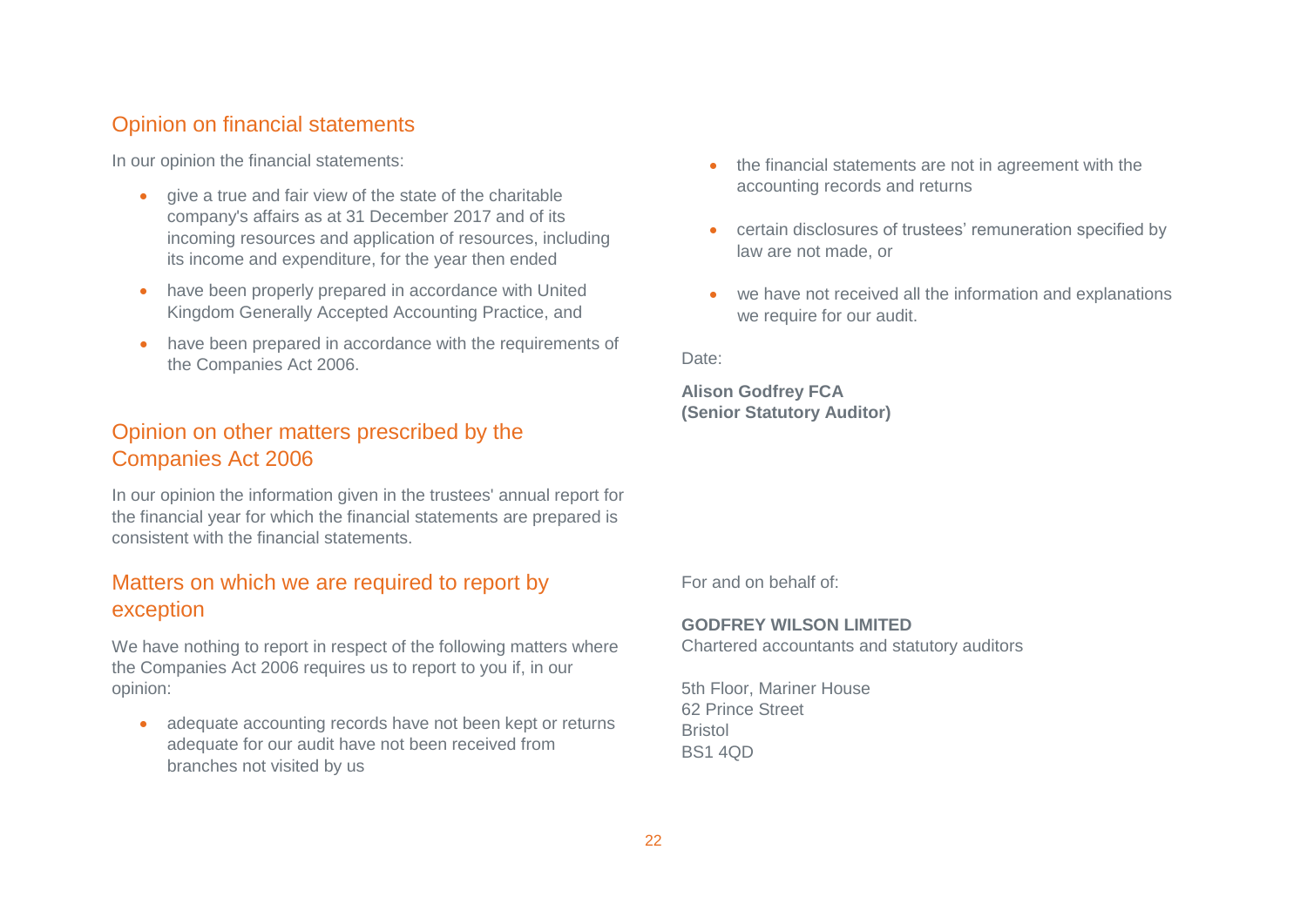## Opinion on financial statements

In our opinion the financial statements:

- give a true and fair view of the state of the charitable company's affairs as at 31 December 2017 and of its incoming resources and application of resources, including its income and expenditure, for the year then ended
- have been properly prepared in accordance with United Kingdom Generally Accepted Accounting Practice, and
- have been prepared in accordance with the requirements of the Companies Act 2006.

## Opinion on other matters prescribed by the Companies Act 2006

In our opinion the information given in the trustees' annual report for the financial year for which the financial statements are prepared is consistent with the financial statements.

## Matters on which we are required to report by exception

We have nothing to report in respect of the following matters where the Companies Act 2006 requires us to report to you if, in our opinion:

- adequate accounting records have not been kept or returns adequate for our audit have not been received from branches not visited by us
- the financial statements are not in agreement with the accounting records and returns
- certain disclosures of trustees' remuneration specified by law are not made, or
- we have not received all the information and explanations we require for our audit.

Date:

**Alison Godfrey FCA**
**(Senior Statutory Auditor)**

For and on behalf of:

**GODFREY WILSON LIMITED**
Chartered accountants and statutory auditors

5th Floor, Mariner House
62 Prince Street
Bristol
BS1 4QD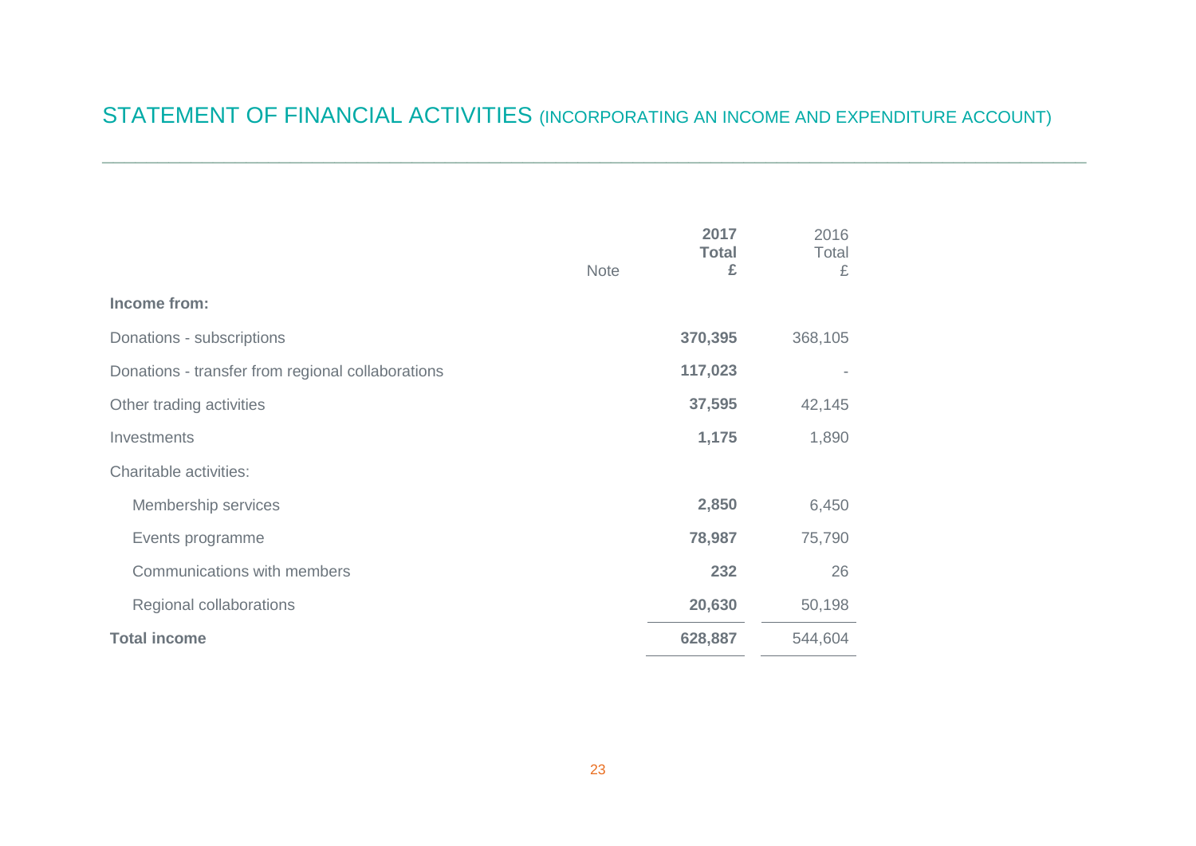# STATEMENT OF FINANCIAL ACTIVITIES (INCORPORATING AN INCOME AND EXPENDITURE ACCOUNT)

| | Note | **2017 Total £** | 2016 Total £ |
|---|---|---|---|
| **Income from:** | | | |
| Donations - subscriptions | | **370,395** | 368,105 |
| Donations - transfer from regional collaborations | | **117,023** | - |
| Other trading activities | | **37,595** | 42,145 |
| Investments | | **1,175** | 1,890 |
| Charitable activities: | | | |
| Membership services | | **2,850** | 6,450 |
| Events programme | | **78,987** | 75,790 |
| Communications with members | | **232** | 26 |
| Regional collaborations | | **20,630** | 50,198 |
| **Total income** | | **628,887** | 544,604 |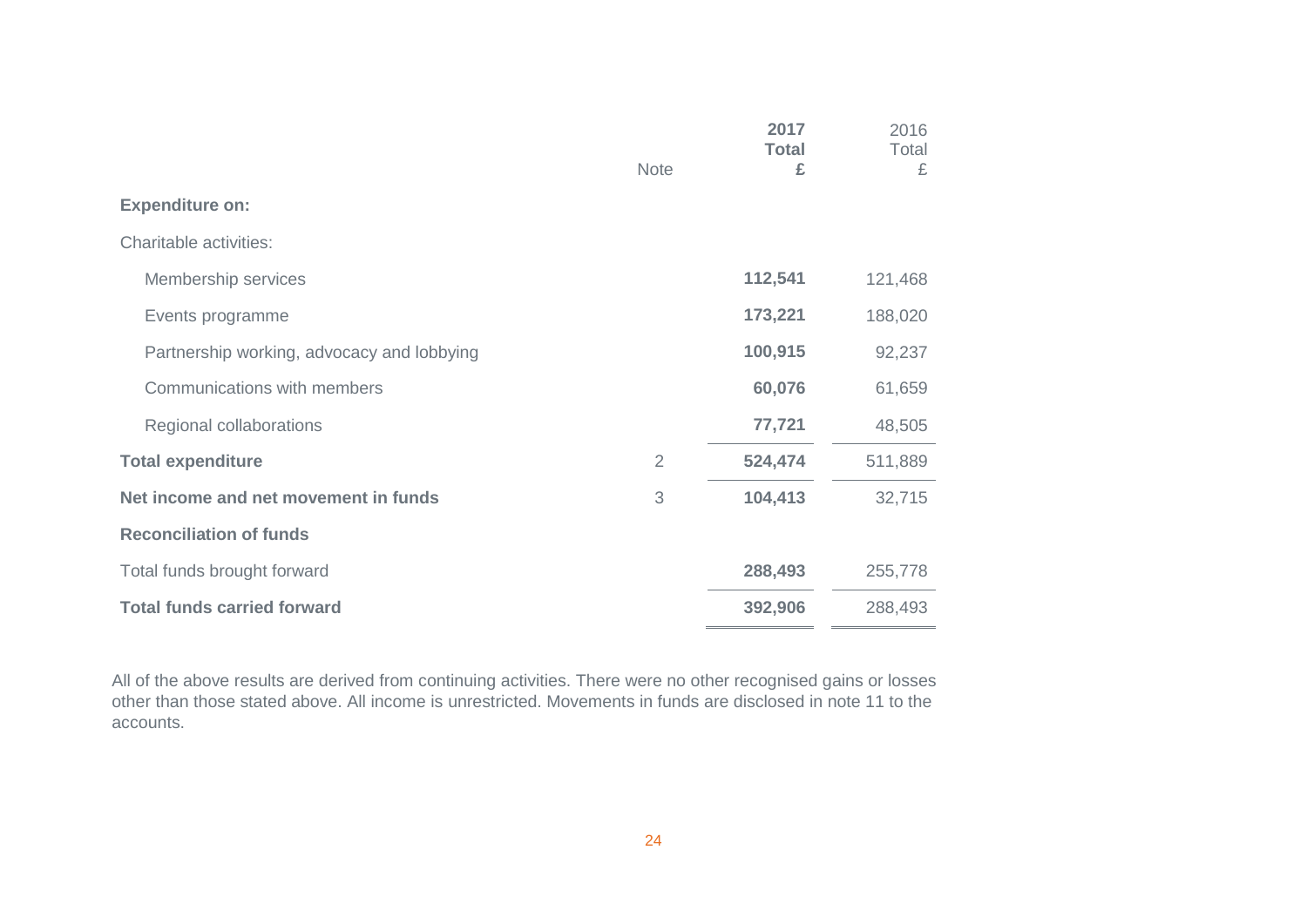| | Note | **2017 Total £** | 2016 Total £ |
|---|---|---|---|
| **Expenditure on:** | | | |
| Charitable activities: | | | |
| Membership services | | **112,541** | 121,468 |
| Events programme | | **173,221** | 188,020 |
| Partnership working, advocacy and lobbying | | **100,915** | 92,237 |
| Communications with members | | **60,076** | 61,659 |
| Regional collaborations | | **77,721** | 48,505 |
| **Total expenditure** | 2 | **524,474** | 511,889 |
| **Net income and net movement in funds** | 3 | **104,413** | 32,715 |
| **Reconciliation of funds** | | | |
| Total funds brought forward | | **288,493** | 255,778 |
| **Total funds carried forward** | | **392,906** | 288,493 |

All of the above results are derived from continuing activities. There were no other recognised gains or losses other than those stated above. All income is unrestricted. Movements in funds are disclosed in note 11 to the accounts.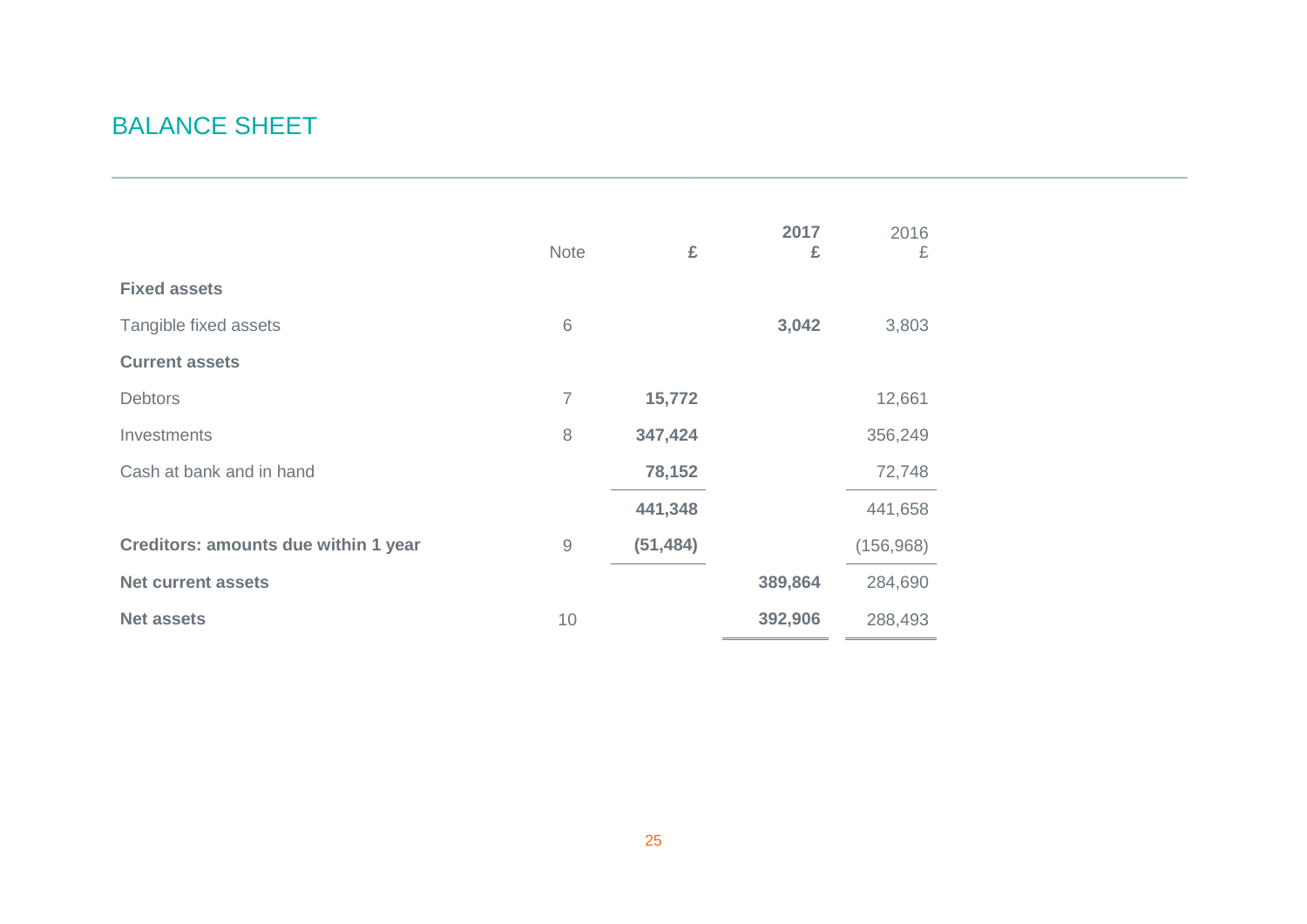# BALANCE SHEET

| | Note | £ | 2017<br>£ | 2016<br>£ |
|---|---|---|---|---|
| **Fixed assets** | | | | |
| Tangible fixed assets | 6 | | **3,042** | 3,803 |
| **Current assets** | | | | |
| Debtors | 7 | **15,772** | | 12,661 |
| Investments | 8 | **347,424** | | 356,249 |
| Cash at bank and in hand | | **78,152** | | 72,748 |
| | | **441,348** | | 441,658 |
| **Creditors: amounts due within 1 year** | 9 | **(51,484)** | | (156,968) |
| **Net current assets** | | | **389,864** | 284,690 |
| **Net assets** | 10 | | **392,906** | 288,493 |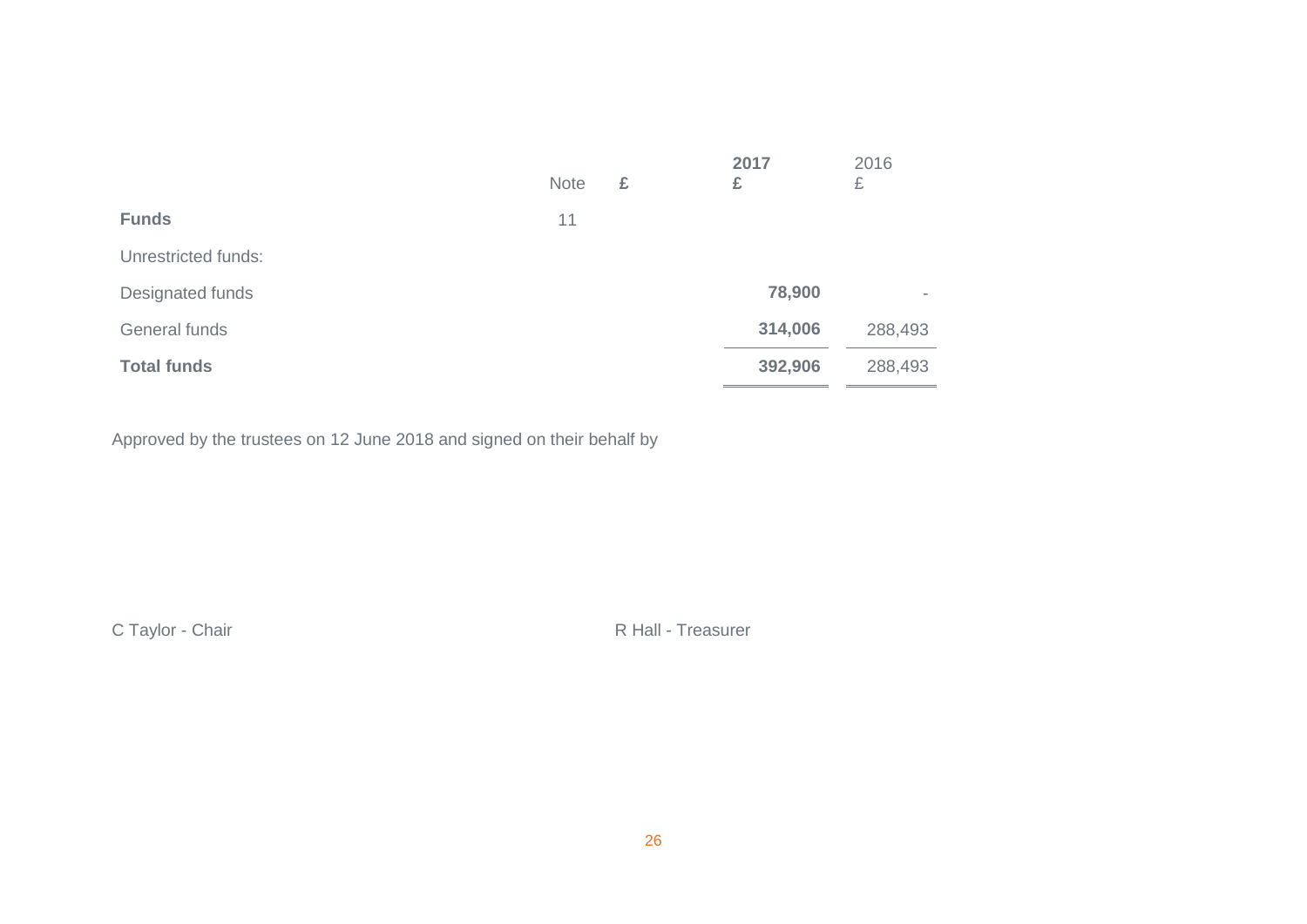| | Note | £ | 2017<br>£ | 2016<br>£ |
|---|---|---|---|---|
| **Funds** | 11 | | | |
| Unrestricted funds: | | | | |
| Designated funds | | | **78,900** | - |
| General funds | | | **314,006** | 288,493 |
| **Total funds** | | | **392,906** | 288,493 |

Approved by the trustees on 12 June 2018 and signed on their behalf by

C Taylor - Chair

R Hall - Treasurer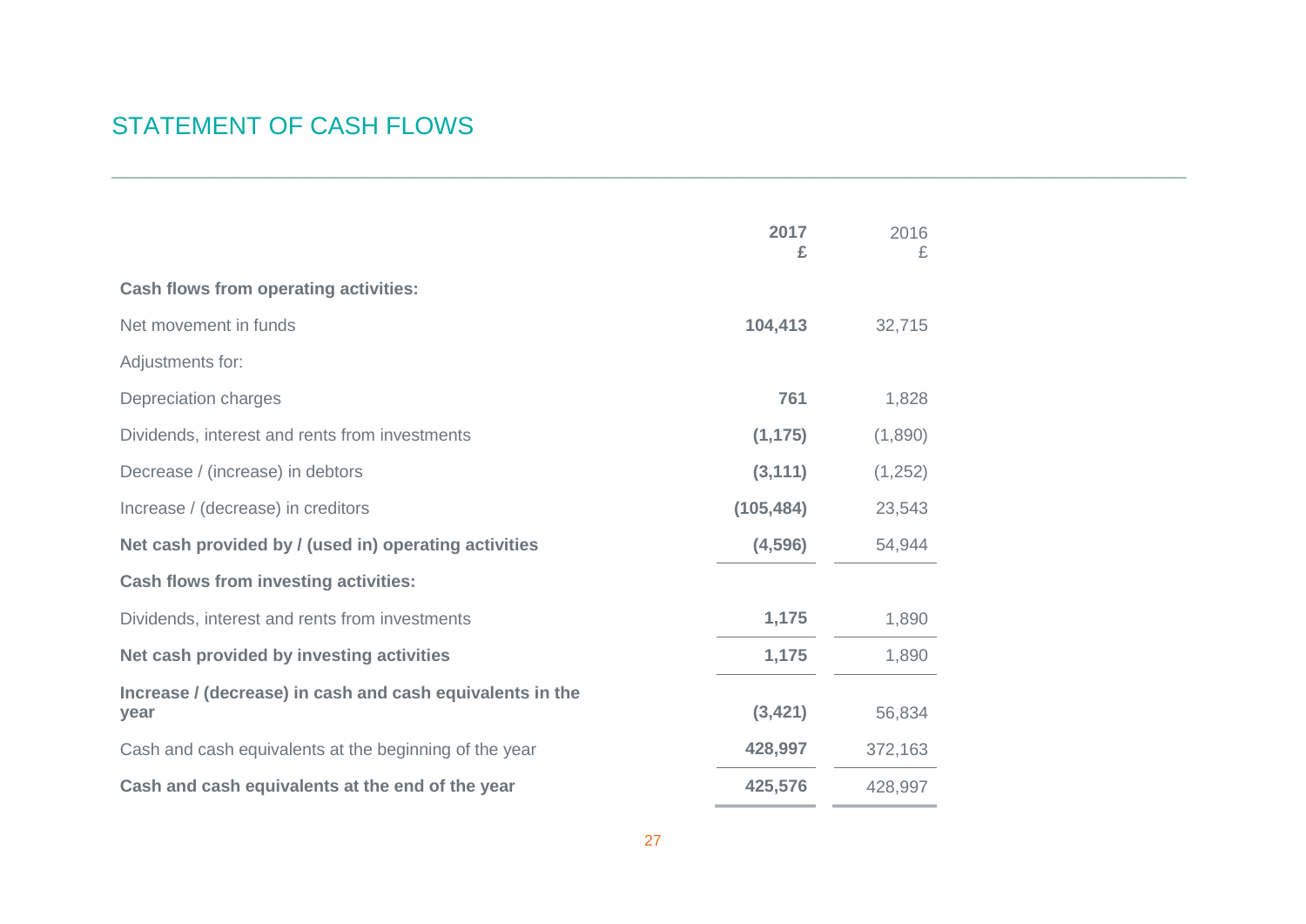# STATEMENT OF CASH FLOWS

| | **2017** | 2016 |
|---|---|---|
| | **£** | £ |
| **Cash flows from operating activities:** | | |
| Net movement in funds | **104,413** | 32,715 |
| Adjustments for: | | |
| Depreciation charges | **761** | 1,828 |
| Dividends, interest and rents from investments | **(1,175)** | (1,890) |
| Decrease / (increase) in debtors | **(3,111)** | (1,252) |
| Increase / (decrease) in creditors | **(105,484)** | 23,543 |
| **Net cash provided by / (used in) operating activities** | **(4,596)** | 54,944 |
| **Cash flows from investing activities:** | | |
| Dividends, interest and rents from investments | **1,175** | 1,890 |
| **Net cash provided by investing activities** | **1,175** | 1,890 |
| **Increase / (decrease) in cash and cash equivalents in the year** | **(3,421)** | 56,834 |
| Cash and cash equivalents at the beginning of the year | **428,997** | 372,163 |
| **Cash and cash equivalents at the end of the year** | **425,576** | 428,997 |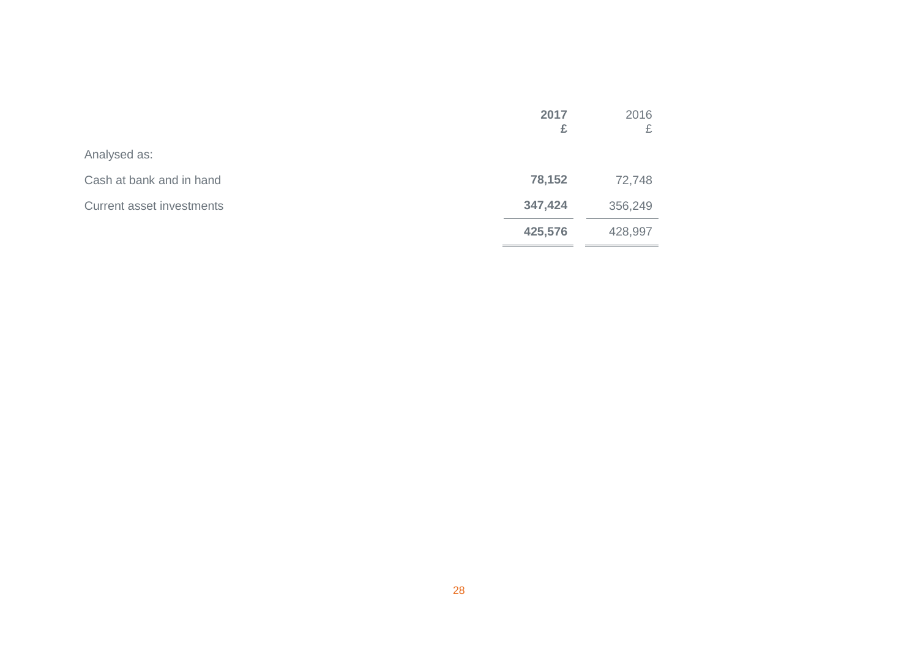| | **2017** | 2016 |
|---|---|---|
| | **£** | £ |
| Analysed as: | | |
| Cash at bank and in hand | **78,152** | 72,748 |
| Current asset investments | **347,424** | 356,249 |
| | **425,576** | 428,997 |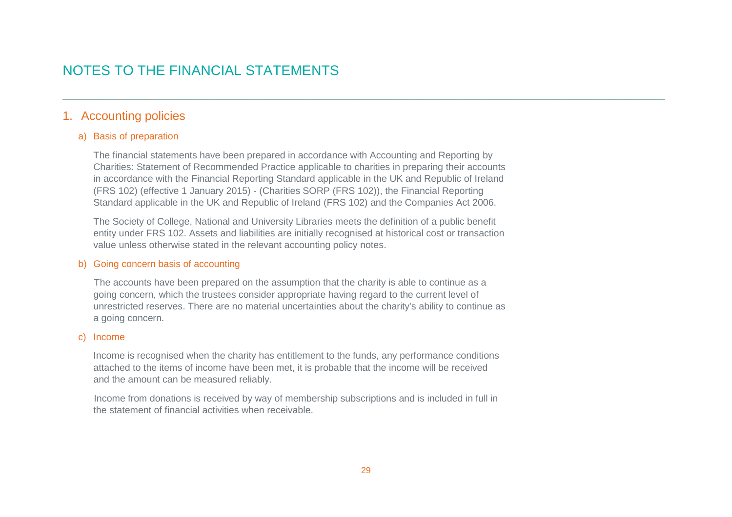# NOTES TO THE FINANCIAL STATEMENTS

## 1. Accounting policies

### a) Basis of preparation

The financial statements have been prepared in accordance with Accounting and Reporting by Charities: Statement of Recommended Practice applicable to charities in preparing their accounts in accordance with the Financial Reporting Standard applicable in the UK and Republic of Ireland (FRS 102) (effective 1 January 2015) - (Charities SORP (FRS 102)), the Financial Reporting Standard applicable in the UK and Republic of Ireland (FRS 102) and the Companies Act 2006.

The Society of College, National and University Libraries meets the definition of a public benefit entity under FRS 102. Assets and liabilities are initially recognised at historical cost or transaction value unless otherwise stated in the relevant accounting policy notes.

### b) Going concern basis of accounting

The accounts have been prepared on the assumption that the charity is able to continue as a going concern, which the trustees consider appropriate having regard to the current level of unrestricted reserves. There are no material uncertainties about the charity's ability to continue as a going concern.

### c) Income

Income is recognised when the charity has entitlement to the funds, any performance conditions attached to the items of income have been met, it is probable that the income will be received and the amount can be measured reliably.

Income from donations is received by way of membership subscriptions and is included in full in the statement of financial activities when receivable.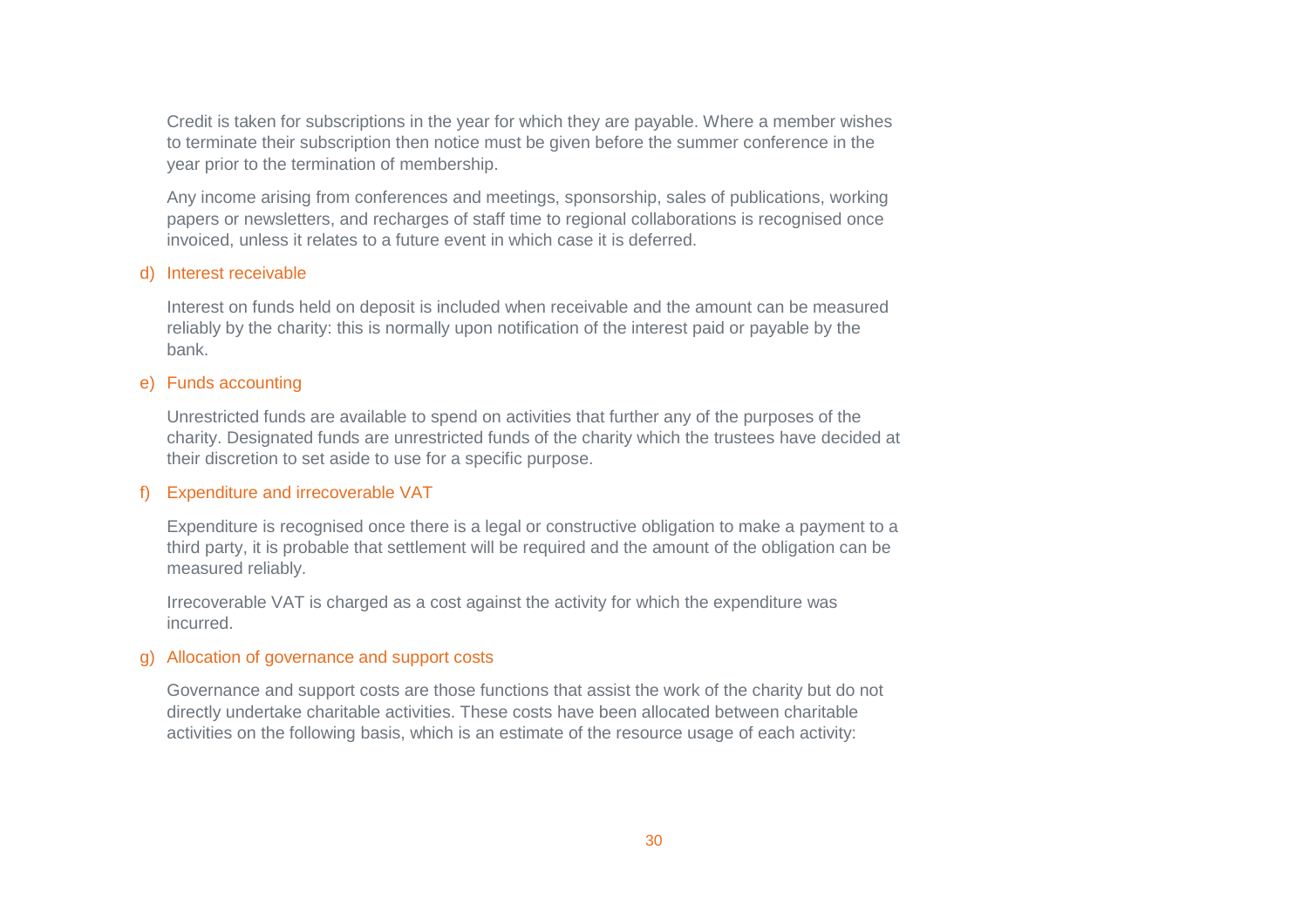Credit is taken for subscriptions in the year for which they are payable. Where a member wishes to terminate their subscription then notice must be given before the summer conference in the year prior to the termination of membership.

Any income arising from conferences and meetings, sponsorship, sales of publications, working papers or newsletters, and recharges of staff time to regional collaborations is recognised once invoiced, unless it relates to a future event in which case it is deferred.

### d) Interest receivable

Interest on funds held on deposit is included when receivable and the amount can be measured reliably by the charity: this is normally upon notification of the interest paid or payable by the bank.

### e) Funds accounting

Unrestricted funds are available to spend on activities that further any of the purposes of the charity. Designated funds are unrestricted funds of the charity which the trustees have decided at their discretion to set aside to use for a specific purpose.

### f) Expenditure and irrecoverable VAT

Expenditure is recognised once there is a legal or constructive obligation to make a payment to a third party, it is probable that settlement will be required and the amount of the obligation can be measured reliably.

Irrecoverable VAT is charged as a cost against the activity for which the expenditure was incurred.

### g) Allocation of governance and support costs

Governance and support costs are those functions that assist the work of the charity but do not directly undertake charitable activities. These costs have been allocated between charitable activities on the following basis, which is an estimate of the resource usage of each activity: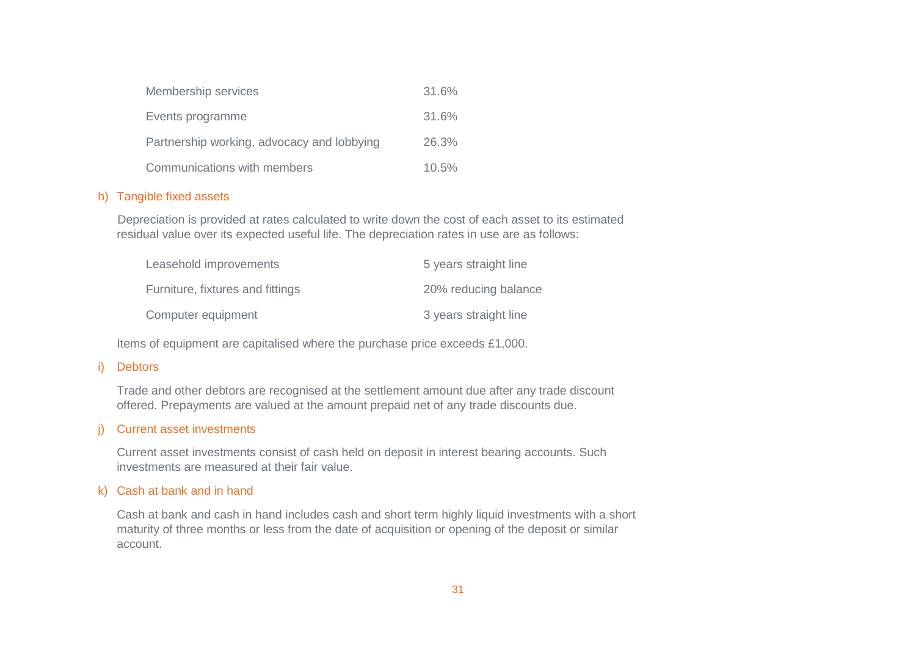| | |
|---|---|
| Membership services | 31.6% |
| Events programme | 31.6% |
| Partnership working, advocacy and lobbying | 26.3% |
| Communications with members | 10.5% |

### h) Tangible fixed assets

Depreciation is provided at rates calculated to write down the cost of each asset to its estimated residual value over its expected useful life. The depreciation rates in use are as follows:

| | |
|---|---|
| Leasehold improvements | 5 years straight line |
| Furniture, fixtures and fittings | 20% reducing balance |
| Computer equipment | 3 years straight line |

Items of equipment are capitalised where the purchase price exceeds £1,000.

### i) Debtors

Trade and other debtors are recognised at the settlement amount due after any trade discount offered. Prepayments are valued at the amount prepaid net of any trade discounts due.

### j) Current asset investments

Current asset investments consist of cash held on deposit in interest bearing accounts. Such investments are measured at their fair value.

### k) Cash at bank and in hand

Cash at bank and cash in hand includes cash and short term highly liquid investments with a short maturity of three months or less from the date of acquisition or opening of the deposit or similar account.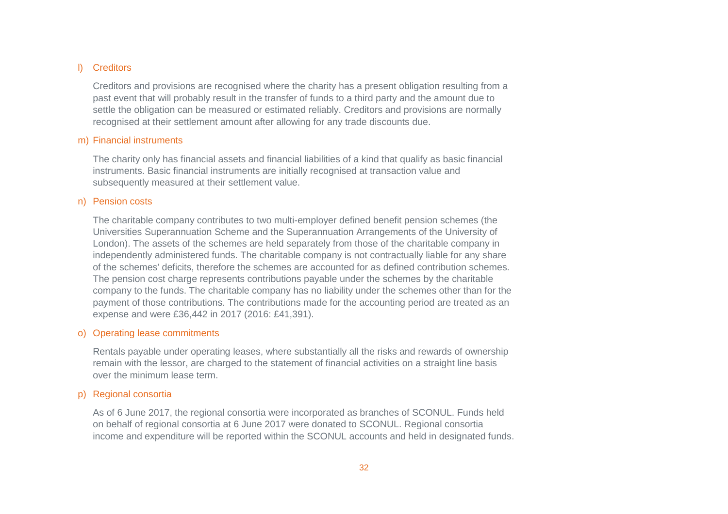### l) Creditors

Creditors and provisions are recognised where the charity has a present obligation resulting from a past event that will probably result in the transfer of funds to a third party and the amount due to settle the obligation can be measured or estimated reliably. Creditors and provisions are normally recognised at their settlement amount after allowing for any trade discounts due.

### m) Financial instruments

The charity only has financial assets and financial liabilities of a kind that qualify as basic financial instruments. Basic financial instruments are initially recognised at transaction value and subsequently measured at their settlement value.

### n) Pension costs

The charitable company contributes to two multi-employer defined benefit pension schemes (the Universities Superannuation Scheme and the Superannuation Arrangements of the University of London). The assets of the schemes are held separately from those of the charitable company in independently administered funds. The charitable company is not contractually liable for any share of the schemes' deficits, therefore the schemes are accounted for as defined contribution schemes. The pension cost charge represents contributions payable under the schemes by the charitable company to the funds. The charitable company has no liability under the schemes other than for the payment of those contributions. The contributions made for the accounting period are treated as an expense and were £36,442 in 2017 (2016: £41,391).

### o) Operating lease commitments

Rentals payable under operating leases, where substantially all the risks and rewards of ownership remain with the lessor, are charged to the statement of financial activities on a straight line basis over the minimum lease term.

### p) Regional consortia

As of 6 June 2017, the regional consortia were incorporated as branches of SCONUL. Funds held on behalf of regional consortia at 6 June 2017 were donated to SCONUL. Regional consortia income and expenditure will be reported within the SCONUL accounts and held in designated funds.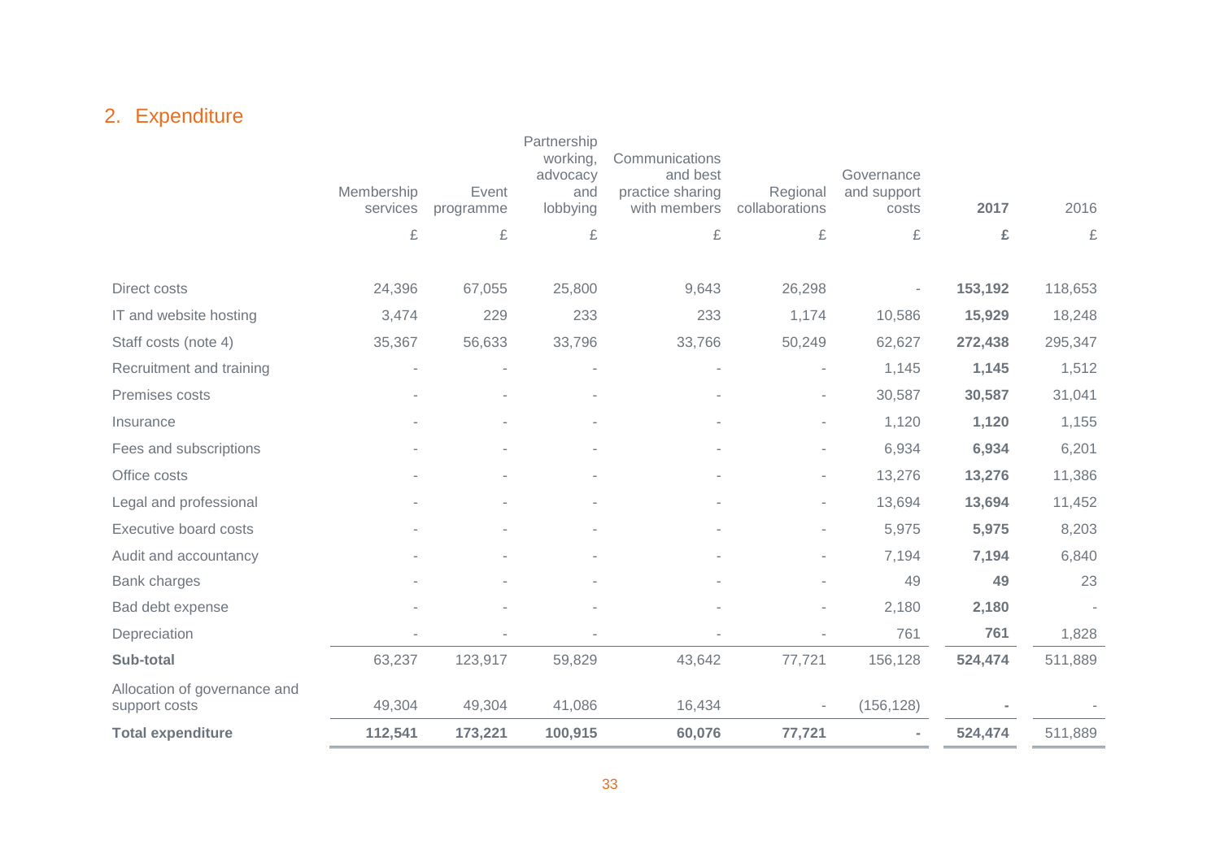## 2. Expenditure

| | Membership services | Event programme | Partnership working, advocacy and lobbying | Communications and best practice sharing with members | Regional collaborations | Governance and support costs | **2017** | 2016 |
|---|---|---|---|---|---|---|---|---|
| | £ | £ | £ | £ | £ | £ | **£** | £ |
| Direct costs | 24,396 | 67,055 | 25,800 | 9,643 | 26,298 | - | **153,192** | 118,653 |
| IT and website hosting | 3,474 | 229 | 233 | 233 | 1,174 | 10,586 | **15,929** | 18,248 |
| Staff costs (note 4) | 35,367 | 56,633 | 33,796 | 33,766 | 50,249 | 62,627 | **272,438** | 295,347 |
| Recruitment and training | - | - | - | - | - | 1,145 | **1,145** | 1,512 |
| Premises costs | - | - | - | - | - | 30,587 | **30,587** | 31,041 |
| Insurance | - | - | - | - | - | 1,120 | **1,120** | 1,155 |
| Fees and subscriptions | - | - | - | - | - | 6,934 | **6,934** | 6,201 |
| Office costs | - | - | - | - | - | 13,276 | **13,276** | 11,386 |
| Legal and professional | - | - | - | - | - | 13,694 | **13,694** | 11,452 |
| Executive board costs | - | - | - | - | - | 5,975 | **5,975** | 8,203 |
| Audit and accountancy | - | - | - | - | - | 7,194 | **7,194** | 6,840 |
| Bank charges | - | - | - | - | - | 49 | **49** | 23 |
| Bad debt expense | - | - | - | - | - | 2,180 | **2,180** | - |
| Depreciation | - | - | - | - | - | 761 | **761** | 1,828 |
| **Sub-total** | 63,237 | 123,917 | 59,829 | 43,642 | 77,721 | 156,128 | **524,474** | 511,889 |
| Allocation of governance and support costs | 49,304 | 49,304 | 41,086 | 16,434 | - | (156,128) | **-** | - |
| **Total expenditure** | **112,541** | **173,221** | **100,915** | **60,076** | **77,721** | **-** | **524,474** | 511,889 |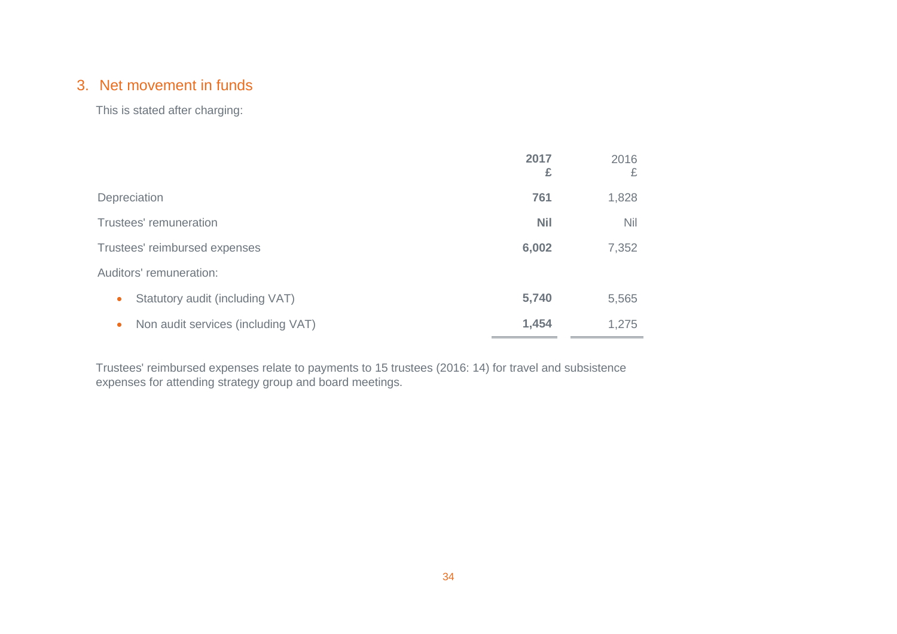## 3. Net movement in funds

This is stated after charging:

| | **2017**<br>**£** | 2016<br>£ |
|---|---|---|
| Depreciation | **761** | 1,828 |
| Trustees' remuneration | **Nil** | Nil |
| Trustees' reimbursed expenses | **6,002** | 7,352 |
| Auditors' remuneration: | | |
| • Statutory audit (including VAT) | **5,740** | 5,565 |
| • Non audit services (including VAT) | **1,454** | 1,275 |

Trustees' reimbursed expenses relate to payments to 15 trustees (2016: 14) for travel and subsistence expenses for attending strategy group and board meetings.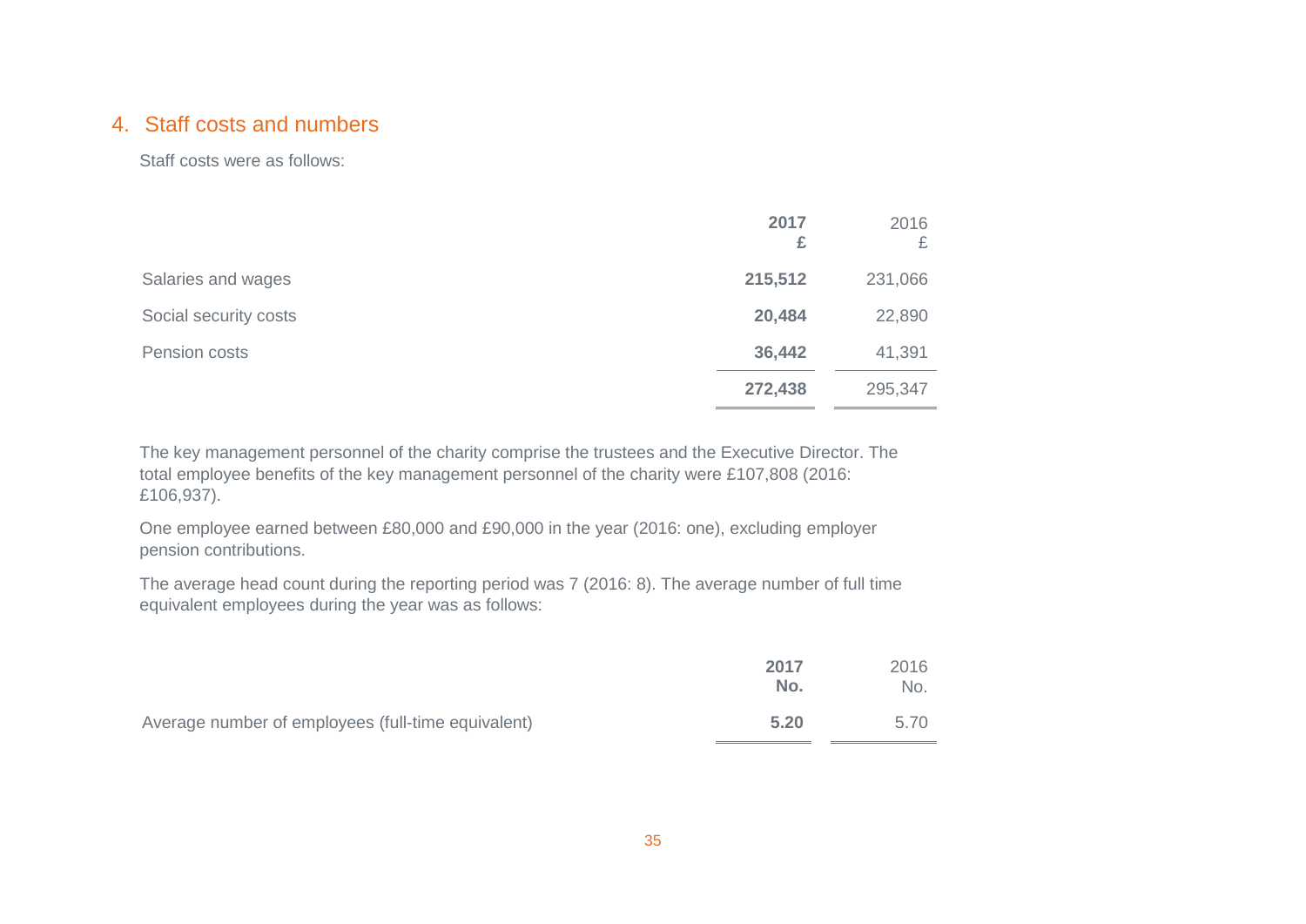## 4. Staff costs and numbers

Staff costs were as follows:

| | 2017<br>£ | 2016<br>£ |
|---|---|---|
| Salaries and wages | **215,512** | 231,066 |
| Social security costs | **20,484** | 22,890 |
| Pension costs | **36,442** | 41,391 |
| | **272,438** | 295,347 |

The key management personnel of the charity comprise the trustees and the Executive Director. The total employee benefits of the key management personnel of the charity were £107,808 (2016: £106,937).

One employee earned between £80,000 and £90,000 in the year (2016: one), excluding employer pension contributions.

The average head count during the reporting period was 7 (2016: 8). The average number of full time equivalent employees during the year was as follows:

| | 2017<br>No. | 2016<br>No. |
|---|---|---|
| Average number of employees (full-time equivalent) | **5.20** | 5.70 |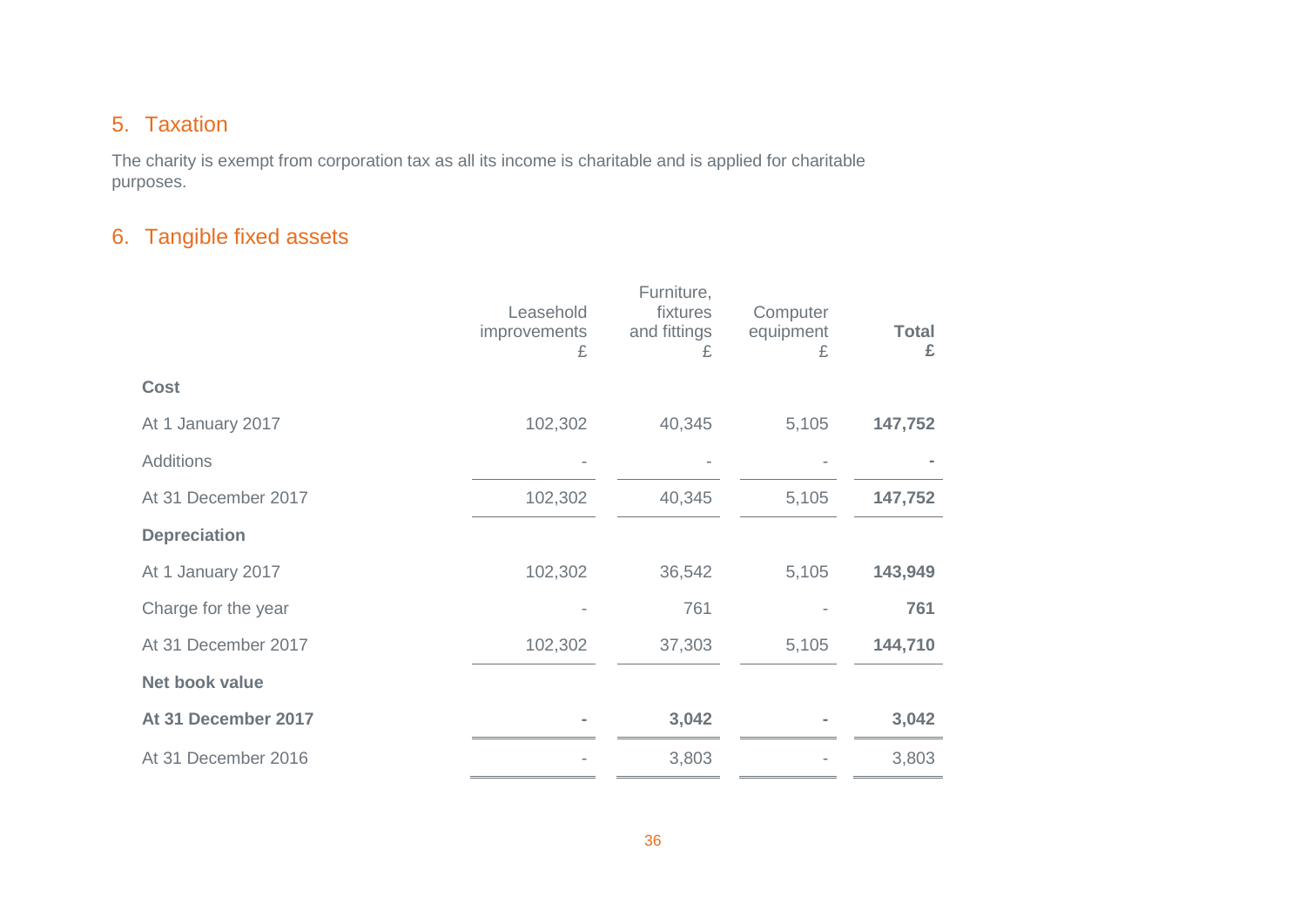## 5. Taxation

The charity is exempt from corporation tax as all its income is charitable and is applied for charitable purposes.

## 6. Tangible fixed assets

| | Leasehold improvements £ | Furniture, fixtures and fittings £ | Computer equipment £ | **Total £** |
|---|---|---|---|---|
| **Cost** | | | | |
| At 1 January 2017 | 102,302 | 40,345 | 5,105 | **147,752** |
| Additions | - | - | - | **-** |
| At 31 December 2017 | 102,302 | 40,345 | 5,105 | **147,752** |
| **Depreciation** | | | | |
| At 1 January 2017 | 102,302 | 36,542 | 5,105 | **143,949** |
| Charge for the year | - | 761 | - | **761** |
| At 31 December 2017 | 102,302 | 37,303 | 5,105 | **144,710** |
| **Net book value** | | | | |
| **At 31 December 2017** | **-** | **3,042** | **-** | **3,042** |
| At 31 December 2016 | - | 3,803 | - | 3,803 |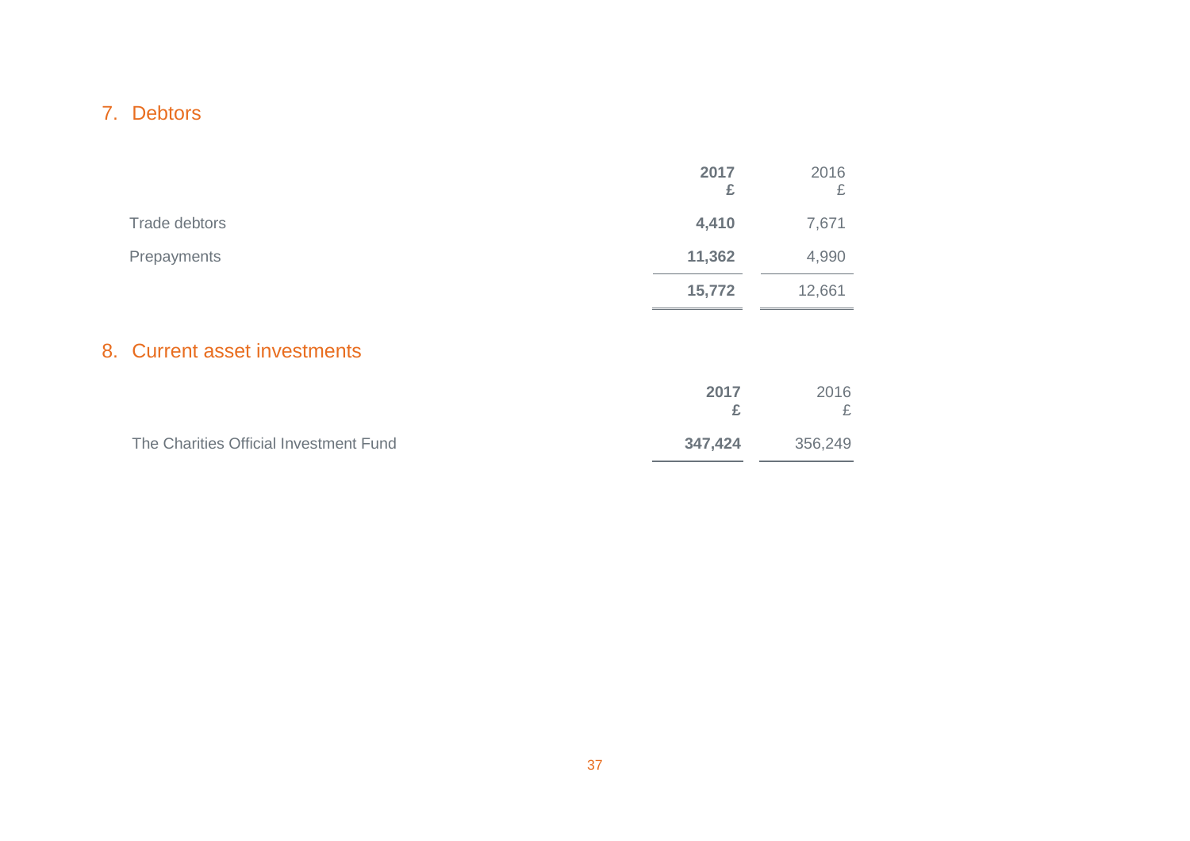## 7. Debtors

| | 2017<br>£ | 2016<br>£ |
|---|---|---|
| Trade debtors | **4,410** | 7,671 |
| Prepayments | **11,362** | 4,990 |
| | **15,772** | 12,661 |

## 8. Current asset investments

| | 2017<br>£ | 2016<br>£ |
|---|---|---|
| The Charities Official Investment Fund | **347,424** | 356,249 |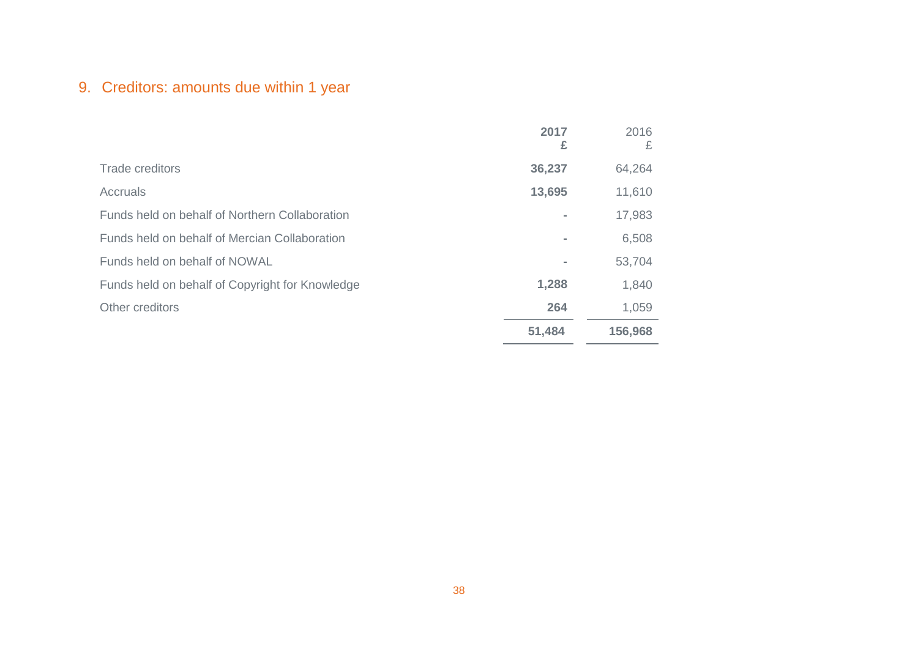## 9. Creditors: amounts due within 1 year

| | **2017** **£** | 2016 £ |
|---|---|---|
| Trade creditors | **36,237** | 64,264 |
| Accruals | **13,695** | 11,610 |
| Funds held on behalf of Northern Collaboration | **-** | 17,983 |
| Funds held on behalf of Mercian Collaboration | **-** | 6,508 |
| Funds held on behalf of NOWAL | **-** | 53,704 |
| Funds held on behalf of Copyright for Knowledge | **1,288** | 1,840 |
| Other creditors | **264** | 1,059 |
| | **51,484** | **156,968** |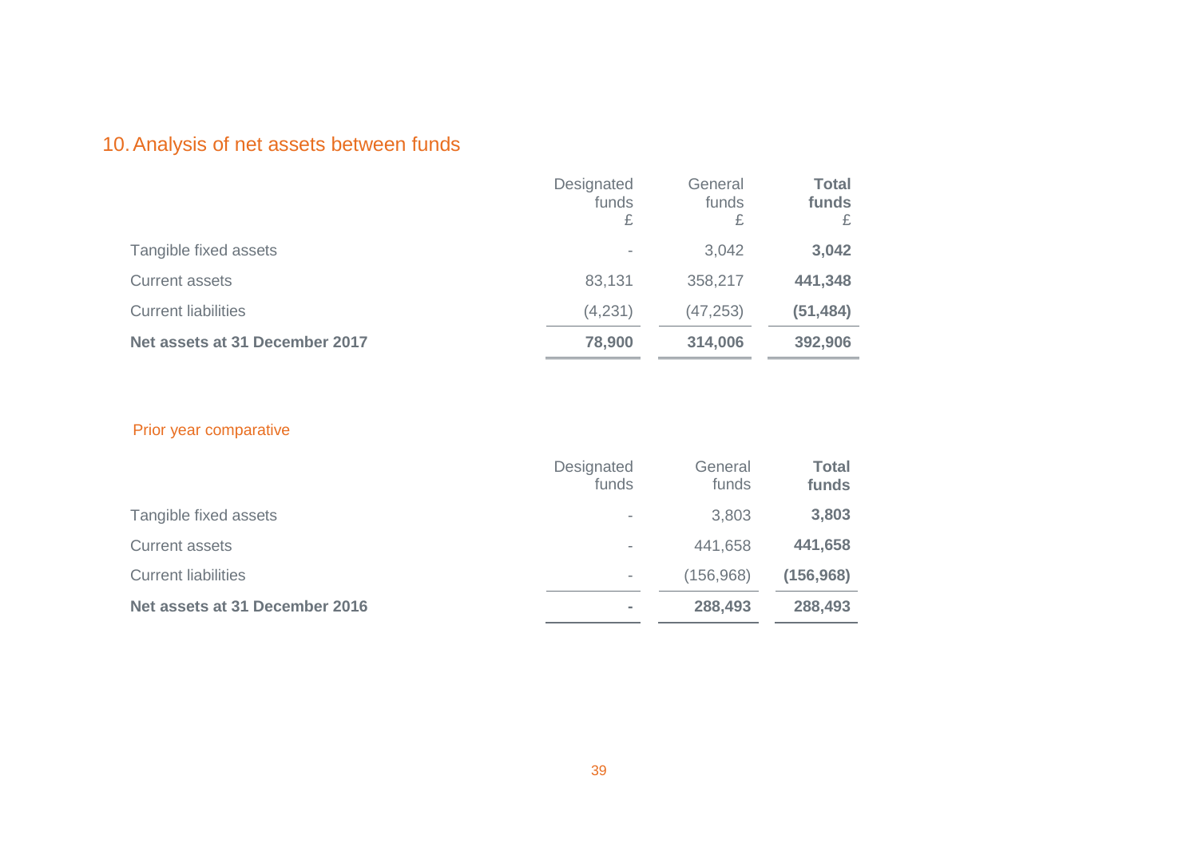## 10. Analysis of net assets between funds

| | Designated funds £ | General funds £ | **Total funds £** |
|---|---|---|---|
| Tangible fixed assets | - | 3,042 | **3,042** |
| Current assets | 83,131 | 358,217 | **441,348** |
| Current liabilities | (4,231) | (47,253) | **(51,484)** |
| **Net assets at 31 December 2017** | **78,900** | **314,006** | **392,906** |

### Prior year comparative

| | Designated funds | General funds | **Total funds** |
|---|---|---|---|
| Tangible fixed assets | - | 3,803 | **3,803** |
| Current assets | - | 441,658 | **441,658** |
| Current liabilities | - | (156,968) | **(156,968)** |
| **Net assets at 31 December 2016** | **-** | **288,493** | **288,493** |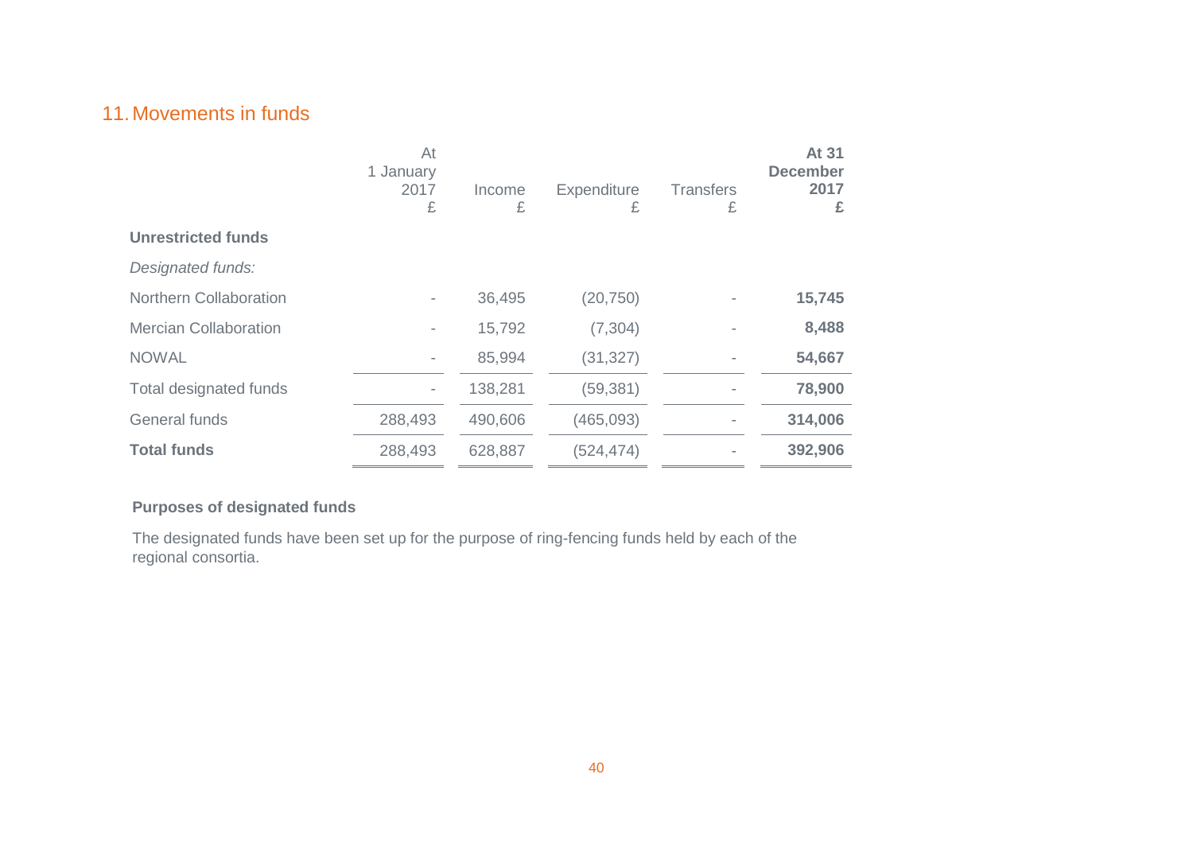## 11. Movements in funds

| | At 1 January 2017 £ | Income £ | Expenditure £ | Transfers £ | **At 31 December 2017 £** |
|---|---|---|---|---|---|
| **Unrestricted funds** | | | | | |
| *Designated funds:* | | | | | |
| Northern Collaboration | - | 36,495 | (20,750) | - | **15,745** |
| Mercian Collaboration | - | 15,792 | (7,304) | - | **8,488** |
| NOWAL | - | 85,994 | (31,327) | - | **54,667** |
| Total designated funds | - | 138,281 | (59,381) | - | **78,900** |
| General funds | 288,493 | 490,606 | (465,093) | - | **314,006** |
| **Total funds** | 288,493 | 628,887 | (524,474) | - | **392,906** |

**Purposes of designated funds**

The designated funds have been set up for the purpose of ring-fencing funds held by each of the regional consortia.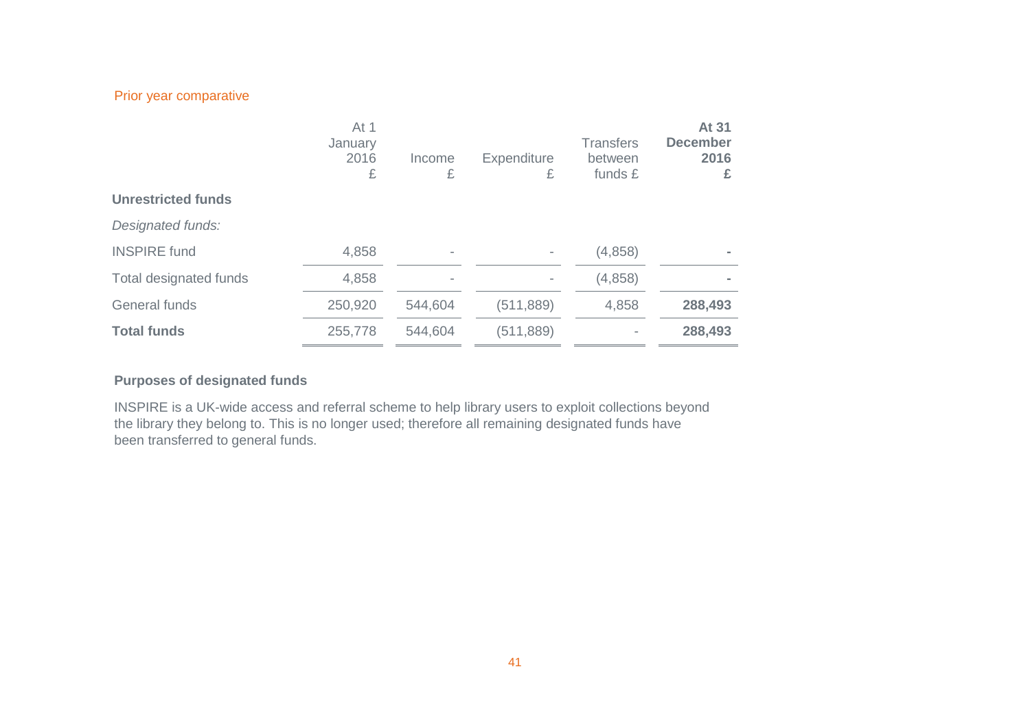### Prior year comparative

| | At 1 January 2016 £ | Income £ | Expenditure £ | Transfers between funds £ | **At 31 December 2016 £** |
|---|---|---|---|---|---|
| **Unrestricted funds** | | | | | |
| *Designated funds:* | | | | | |
| INSPIRE fund | 4,858 | - | - | (4,858) | **-** |
| Total designated funds | 4,858 | - | - | (4,858) | **-** |
| General funds | 250,920 | 544,604 | (511,889) | 4,858 | **288,493** |
| **Total funds** | 255,778 | 544,604 | (511,889) | - | **288,493** |

**Purposes of designated funds**

INSPIRE is a UK-wide access and referral scheme to help library users to exploit collections beyond the library they belong to. This is no longer used; therefore all remaining designated funds have been transferred to general funds.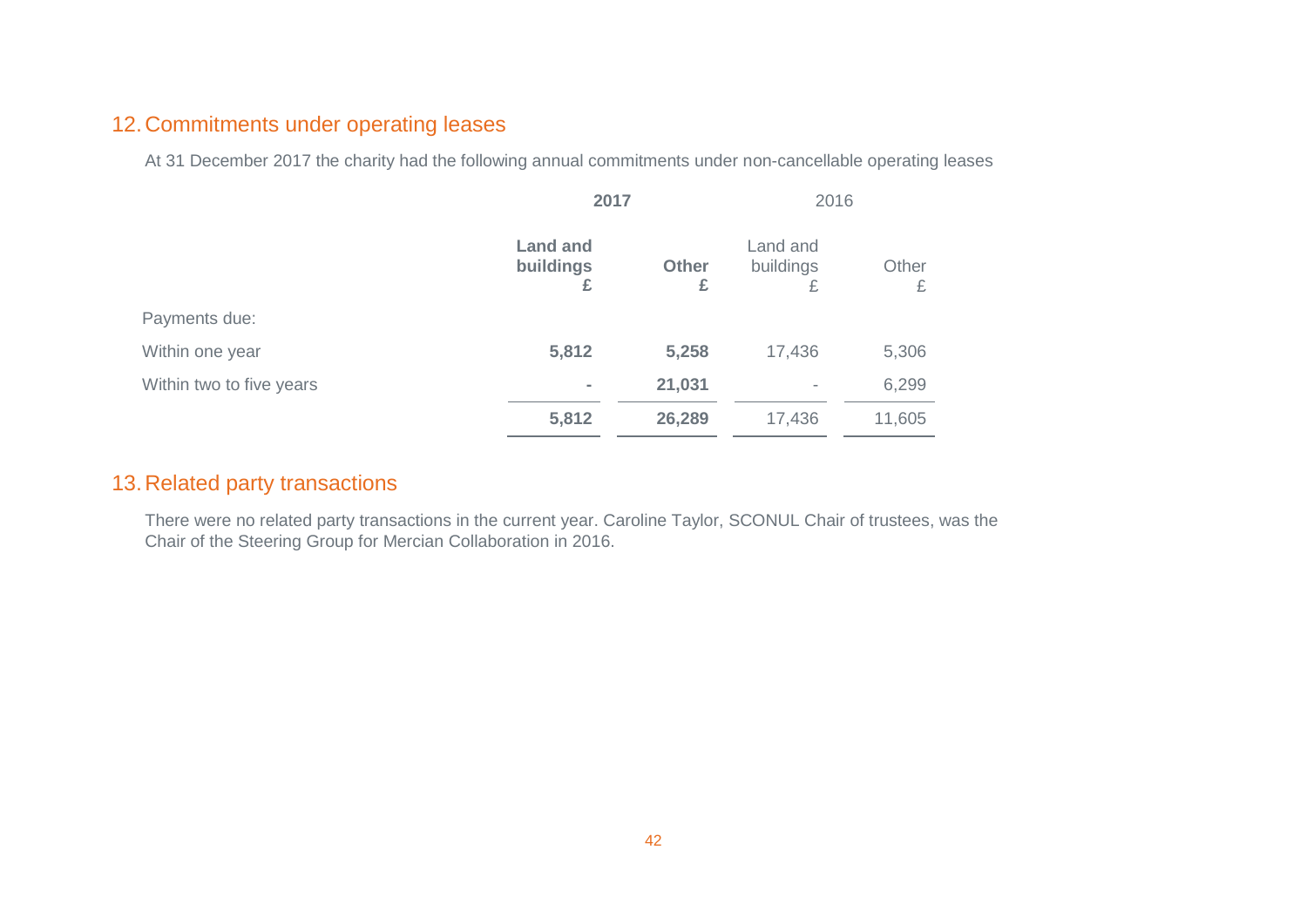## 12. Commitments under operating leases

At 31 December 2017 the charity had the following annual commitments under non-cancellable operating leases

| | **2017** | | 2016 | |
|---|---|---|---|---|
| | **Land and buildings £** | **Other £** | Land and buildings £ | Other £ |
| Payments due: | | | | |
| Within one year | **5,812** | **5,258** | 17,436 | 5,306 |
| Within two to five years | **-** | **21,031** | - | 6,299 |
| | **5,812** | **26,289** | 17,436 | 11,605 |

## 13. Related party transactions

There were no related party transactions in the current year. Caroline Taylor, SCONUL Chair of trustees, was the Chair of the Steering Group for Mercian Collaboration in 2016.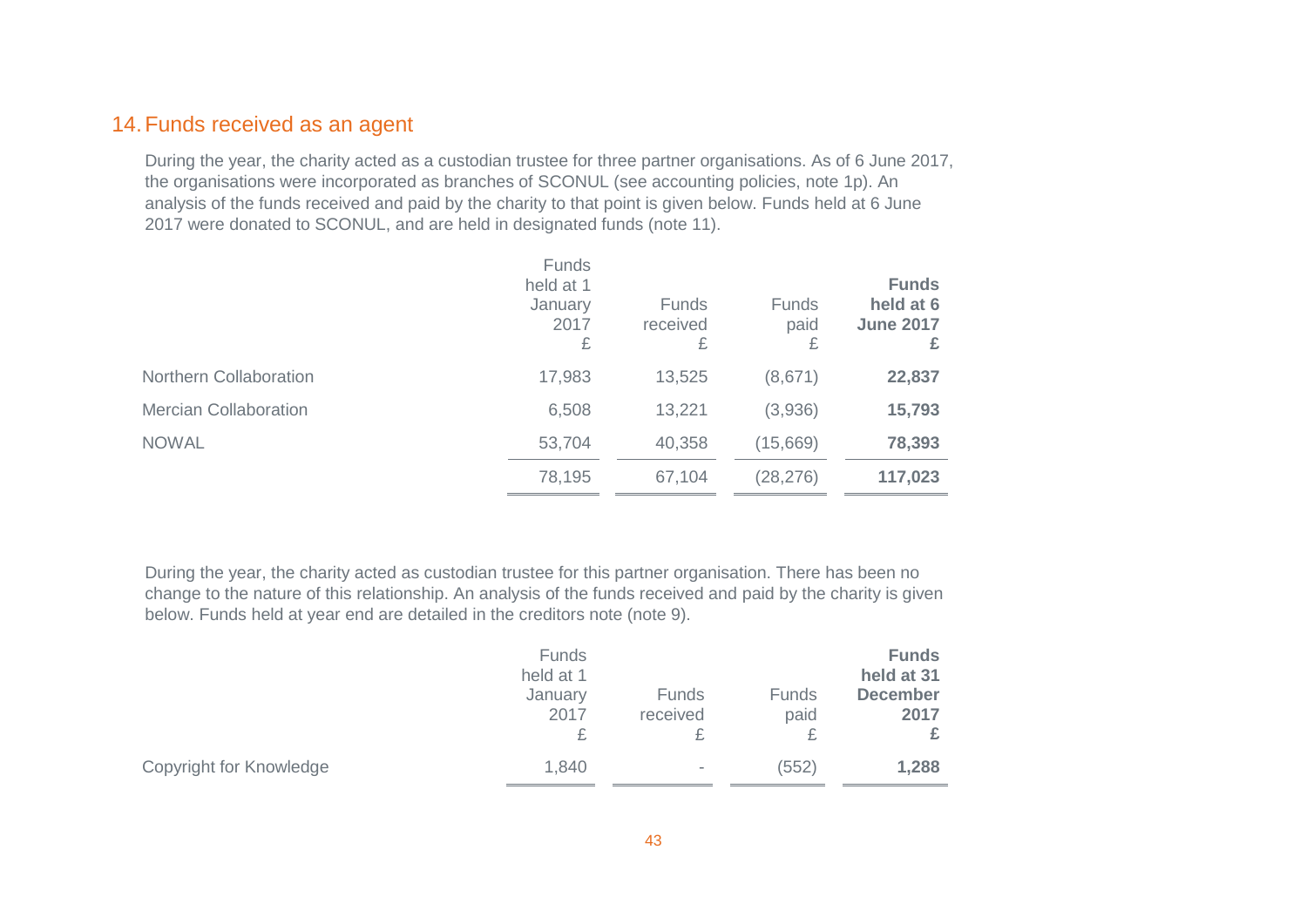## 14. Funds received as an agent

During the year, the charity acted as a custodian trustee for three partner organisations. As of 6 June 2017, the organisations were incorporated as branches of SCONUL (see accounting policies, note 1p). An analysis of the funds received and paid by the charity to that point is given below. Funds held at 6 June 2017 were donated to SCONUL, and are held in designated funds (note 11).

| | Funds held at 1 January 2017 £ | Funds received £ | Funds paid £ | **Funds held at 6 June 2017 £** |
|---|---|---|---|---|
| Northern Collaboration | 17,983 | 13,525 | (8,671) | **22,837** |
| Mercian Collaboration | 6,508 | 13,221 | (3,936) | **15,793** |
| NOWAL | 53,704 | 40,358 | (15,669) | **78,393** |
| | 78,195 | 67,104 | (28,276) | **117,023** |

During the year, the charity acted as custodian trustee for this partner organisation. There has been no change to the nature of this relationship. An analysis of the funds received and paid by the charity is given below. Funds held at year end are detailed in the creditors note (note 9).

| | Funds held at 1 January 2017 £ | Funds received £ | Funds paid £ | **Funds held at 31 December 2017 £** |
|---|---|---|---|---|
| Copyright for Knowledge | 1,840 | - | (552) | **1,288** |